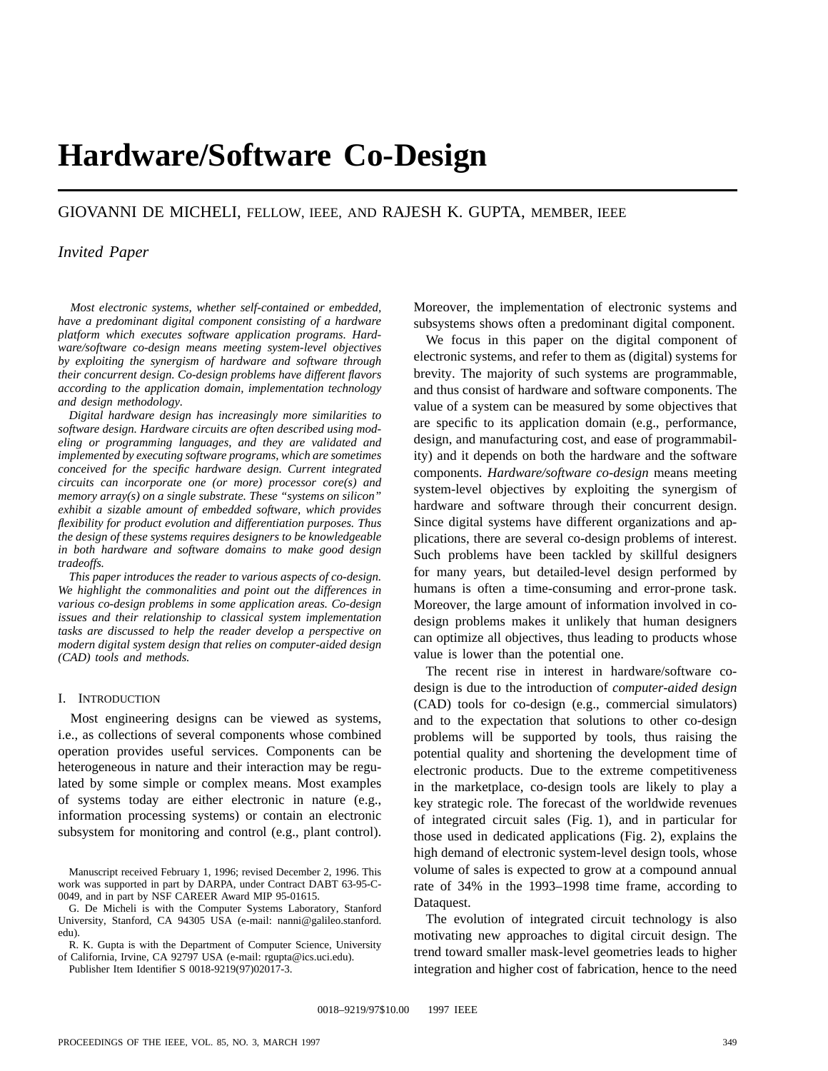# Hardware/Software Co-Design

GIOVANNI DE MICHELI, FELLOW, IEEE, AND RAJESH K. GUPTA, MEMBER, IEEE

*Invited Paper*

*Most electronic systems, whether self-contained or embedded, have a predominant digital component consisting of a hardware platform which executes software application programs. Hardware/software co-design means meeting system-level objectives by exploiting the synergism of hardware and software through their concurrent design. Co-design problems have different flavors according to the application domain, implementation technology and design methodology.*

*Digital hardware design has increasingly more similarities to software design. Hardware circuits are often described using modeling or programming languages, and they are validated and implemented by executing software programs, which are sometimes conceived for the specific hardware design. Current integrated circuits can incorporate one (or more) processor core(s) and memory array(s) on a single substrate. These "systems on silicon" exhibit a sizable amount of embedded software, which provides flexibility for product evolution and differentiation purposes. Thus the design of these systems requires designers to be knowledgeable in both hardware and software domains to make good design tradeoffs.*

*This paper introduces the reader to various aspects of co-design. We highlight the commonalities and point out the differences in various co-design problems in some application areas. Co-design issues and their relationship to classical system implementation tasks are discussed to help the reader develop a perspective on modern digital system design that relies on computer-aided design (CAD) tools and methods.*

## I. INTRODUCTION

Most engineering designs can be viewed as systems, i.e., as collections of several components whose combined operation provides useful services. Components can be heterogeneous in nature and their interaction may be regulated by some simple or complex means. Most examples of systems today are either electronic in nature (e.g., information processing systems) or contain an electronic subsystem for monitoring and control (e.g., plant control). Moreover, the implementation of electronic systems and subsystems shows often a predominant digital component.

We focus in this paper on the digital component of electronic systems, and refer to them as (digital) systems for brevity. The majority of such systems are programmable, and thus consist of hardware and software components. The value of a system can be measured by some objectives that are specific to its application domain (e.g., performance, design, and manufacturing cost, and ease of programmability) and it depends on both the hardware and the software components. *Hardware/software co-design* means meeting system-level objectives by exploiting the synergism of hardware and software through their concurrent design. Since digital systems have different organizations and applications, there are several co-design problems of interest. Such problems have been tackled by skillful designers for many years, but detailed-level design performed by humans is often a time-consuming and error-prone task. Moreover, the large amount of information involved in co-design problems makes it unlikely that human designers can optimize all objectives, thus leading to products whose value is lower than the potential one.

The recent rise in interest in hardware/software co-design is due to the introduction of *computer-aided design* (CAD) tools for co-design (e.g., commercial simulators) and to the expectation that solutions to other co-design problems will be supported by tools, thus raising the potential quality and shortening the development time of electronic products. Due to the extreme competitiveness in the marketplace, co-design tools are likely to play a key strategic role. The forecast of the worldwide revenues of integrated circuit sales (Fig. 1), and in particular for those used in dedicated applications (Fig. 2), explains the high demand of electronic system-level design tools, whose volume of sales is expected to grow at a compound annual rate of 34% in the 1993–1998 time frame, according to Dataquest.

The evolution of integrated circuit technology is also motivating new approaches to digital circuit design. The trend toward smaller mask-level geometries leads to higher integration and higher cost of fabrication, hence to the need

Manuscript received February 1, 1996; revised December 2, 1996. This work was supported in part by DARPA, under Contract DABT 63-95-C-0049, and in part by NSF CAREER Award MIP 95-01615.

G. De Micheli is with the Computer Systems Laboratory, Stanford University, Stanford, CA 94305 USA (e-mail: nanni@galileo.stanford.edu).

R. K. Gupta is with the Department of Computer Science, University of California, Irvine, CA 92797 USA (e-mail: rgupta@ics.uci.edu).

Publisher Item Identifier S 0018-9219(97)02017-3.

0018–9219/97$10.00 1997 IEEE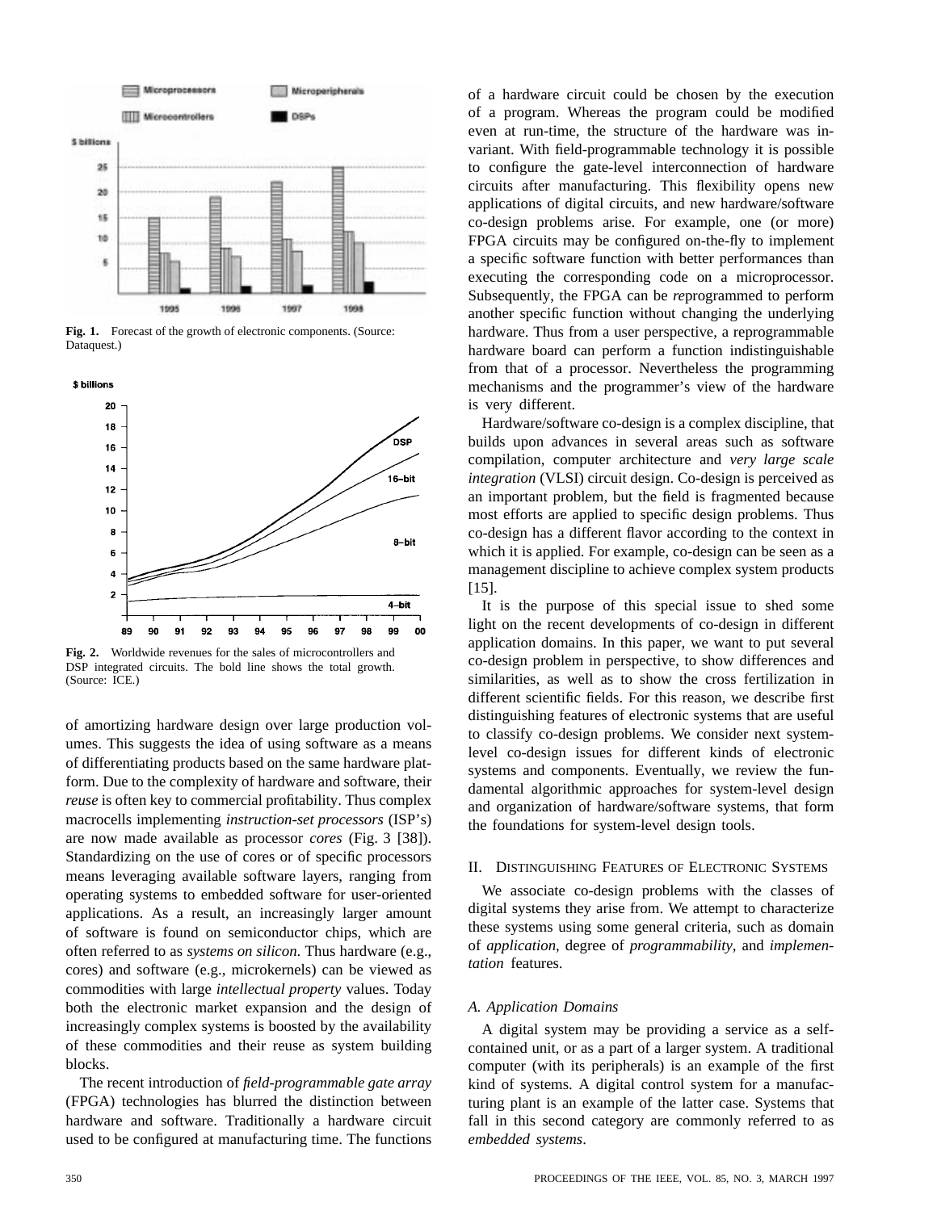Fig. 1. Forecast of the growth of electronic components. (Source: Dataquest.)

Fig. 2. Worldwide revenues for the sales of microcontrollers and DSP integrated circuits. The bold line shows the total growth. (Source: ICE.)

of amortizing hardware design over large production volumes. This suggests the idea of using software as a means of differentiating products based on the same hardware platform. Due to the complexity of hardware and software, their *reuse* is often key to commercial profitability. Thus complex macrocells implementing *instruction-set processors* (ISP's) are now made available as processor *cores* (Fig. 3 [38]). Standardizing on the use of cores or of specific processors means leveraging available software layers, ranging from operating systems to embedded software for user-oriented applications. As a result, an increasingly larger amount of software is found on semiconductor chips, which are often referred to as *systems on silicon*. Thus hardware (e.g., cores) and software (e.g., microkernels) can be viewed as commodities with large *intellectual property* values. Today both the electronic market expansion and the design of increasingly complex systems is boosted by the availability of these commodities and their reuse as system building blocks.

The recent introduction of *field-programmable gate array* (FPGA) technologies has blurred the distinction between hardware and software. Traditionally a hardware circuit used to be configured at manufacturing time. The functions of a hardware circuit could be chosen by the execution of a program. Whereas the program could be modified even at run-time, the structure of the hardware was invariant. With field-programmable technology it is possible to configure the gate-level interconnection of hardware circuits after manufacturing. This flexibility opens new applications of digital circuits, and new hardware/software co-design problems arise. For example, one (or more) FPGA circuits may be configured on-the-fly to implement a specific software function with better performances than executing the corresponding code on a microprocessor. Subsequently, the FPGA can be *re*programmed to perform another specific function without changing the underlying hardware. Thus from a user perspective, a reprogrammable hardware board can perform a function indistinguishable from that of a processor. Nevertheless the programming mechanisms and the programmer's view of the hardware is very different.

Hardware/software co-design is a complex discipline, that builds upon advances in several areas such as software compilation, computer architecture and *very large scale integration* (VLSI) circuit design. Co-design is perceived as an important problem, but the field is fragmented because most efforts are applied to specific design problems. Thus co-design has a different flavor according to the context in which it is applied. For example, co-design can be seen as a management discipline to achieve complex system products [15].

It is the purpose of this special issue to shed some light on the recent developments of co-design in different application domains. In this paper, we want to put several co-design problem in perspective, to show differences and similarities, as well as to show the cross fertilization in different scientific fields. For this reason, we describe first distinguishing features of electronic systems that are useful to classify co-design problems. We consider next system-level co-design issues for different kinds of electronic systems and components. Eventually, we review the fundamental algorithmic approaches for system-level design and organization of hardware/software systems, that form the foundations for system-level design tools.

## II. Distinguishing Features of Electronic Systems

We associate co-design problems with the classes of digital systems they arise from. We attempt to characterize these systems using some general criteria, such as domain of *application*, degree of *programmability*, and *implementation* features.

### A. Application Domains

A digital system may be providing a service as a self-contained unit, or as a part of a larger system. A traditional computer (with its peripherals) is an example of the first kind of systems. A digital control system for a manufacturing plant is an example of the latter case. Systems that fall in this second category are commonly referred to as *embedded systems*.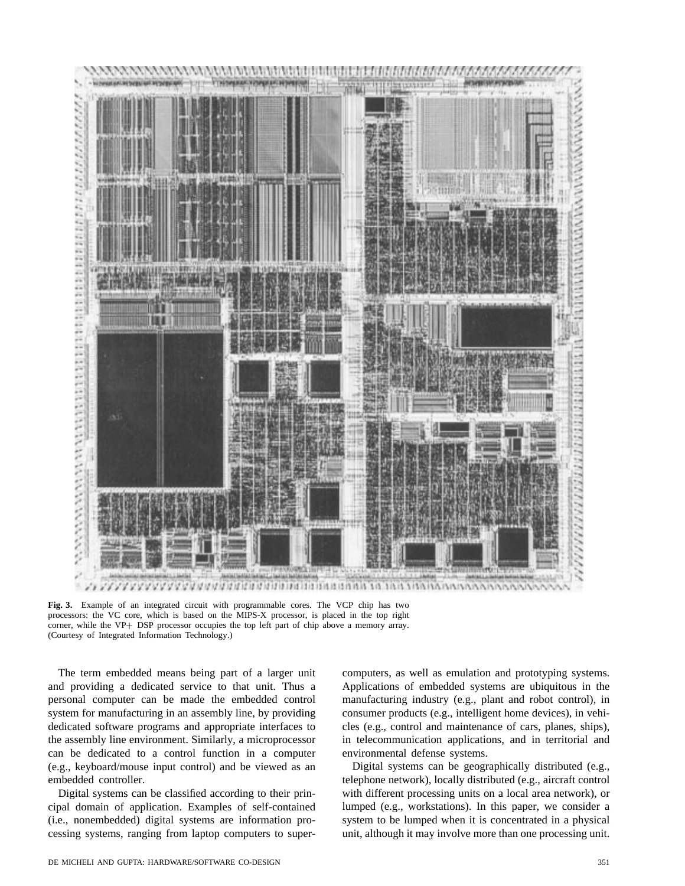**Fig. 3.** Example of an integrated circuit with programmable cores. The VCP chip has two processors: the VC core, which is based on the MIPS-X processor, is placed in the top right corner, while the VP+ DSP processor occupies the top left part of chip above a memory array. (Courtesy of Integrated Information Technology.)

The term embedded means being part of a larger unit and providing a dedicated service to that unit. Thus a personal computer can be made the embedded control system for manufacturing in an assembly line, by providing dedicated software programs and appropriate interfaces to the assembly line environment. Similarly, a microprocessor can be dedicated to a control function in a computer (e.g., keyboard/mouse input control) and be viewed as an embedded controller.

Digital systems can be classified according to their principal domain of application. Examples of self-contained (i.e., nonembedded) digital systems are information processing systems, ranging from laptop computers to supercomputers, as well as emulation and prototyping systems. Applications of embedded systems are ubiquitous in the manufacturing industry (e.g., plant and robot control), in consumer products (e.g., intelligent home devices), in vehicles (e.g., control and maintenance of cars, planes, ships), in telecommunication applications, and in territorial and environmental defense systems.

Digital systems can be geographically distributed (e.g., telephone network), locally distributed (e.g., aircraft control with different processing units on a local area network), or lumped (e.g., workstations). In this paper, we consider a system to be lumped when it is concentrated in a physical unit, although it may involve more than one processing unit.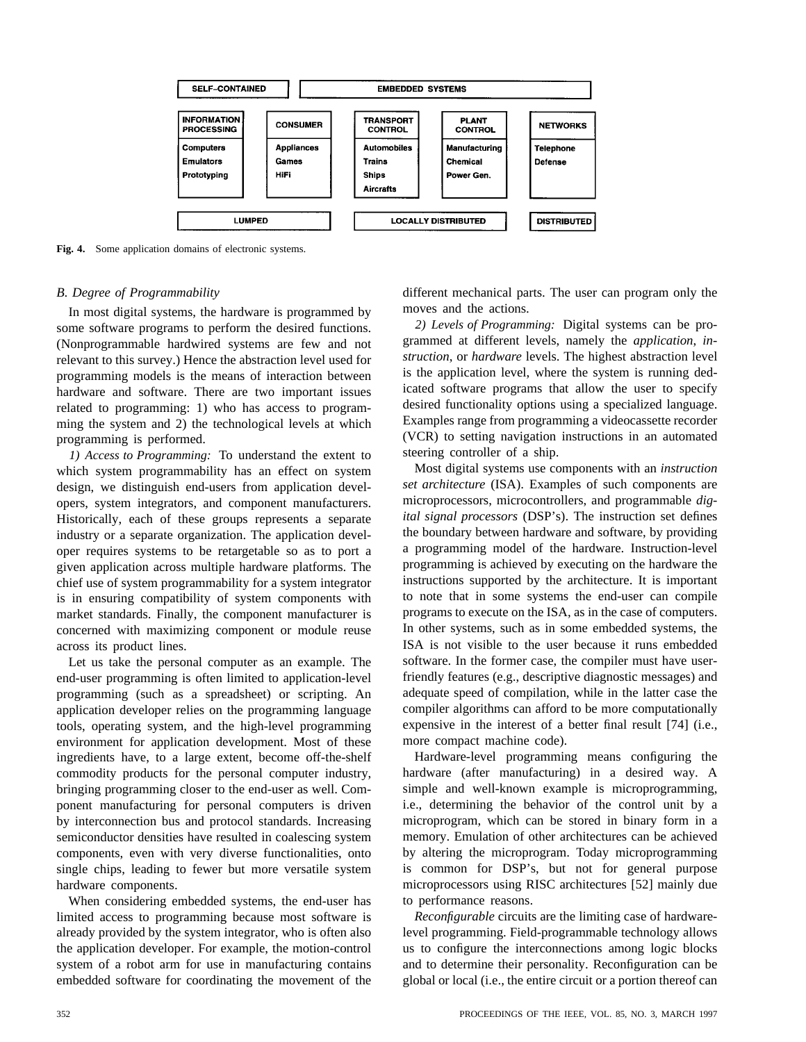| SELF-CONTAINED | EMBEDDED SYSTEMS | | | |
|---|---|---|---|---|
| **INFORMATION PROCESSING** | **CONSUMER** | **TRANSPORT CONTROL** | **PLANT CONTROL** | **NETWORKS** |
| Computers | Appliances | Automobiles | Manufacturing | Telephone |
| Emulators | Games | Trains | Chemical | Defense |
| Prototyping | HiFi | Ships | Power Gen. | |
| | | Aircrafts | | |
| LUMPED | | LOCALLY DISTRIBUTED | | DISTRIBUTED |

**Fig. 4.** Some application domains of electronic systems.

### *B. Degree of Programmability*

In most digital systems, the hardware is programmed by some software programs to perform the desired functions. (Nonprogrammable hardwired systems are few and not relevant to this survey.) Hence the abstraction level used for programming models is the means of interaction between hardware and software. There are two important issues related to programming: 1) who has access to programming the system and 2) the technological levels at which programming is performed.

*1) Access to Programming:* To understand the extent to which system programmability has an effect on system design, we distinguish end-users from application developers, system integrators, and component manufacturers. Historically, each of these groups represents a separate industry or a separate organization. The application developer requires systems to be retargetable so as to port a given application across multiple hardware platforms. The chief use of system programmability for a system integrator is in ensuring compatibility of system components with market standards. Finally, the component manufacturer is concerned with maximizing component or module reuse across its product lines.

Let us take the personal computer as an example. The end-user programming is often limited to application-level programming (such as a spreadsheet) or scripting. An application developer relies on the programming language tools, operating system, and the high-level programming environment for application development. Most of these ingredients have, to a large extent, become off-the-shelf commodity products for the personal computer industry, bringing programming closer to the end-user as well. Component manufacturing for personal computers is driven by interconnection bus and protocol standards. Increasing semiconductor densities have resulted in coalescing system components, even with very diverse functionalities, onto single chips, leading to fewer but more versatile system hardware components.

When considering embedded systems, the end-user has limited access to programming because most software is already provided by the system integrator, who is often also the application developer. For example, the motion-control system of a robot arm for use in manufacturing contains embedded software for coordinating the movement of the different mechanical parts. The user can program only the moves and the actions.

*2) Levels of Programming:* Digital systems can be programmed at different levels, namely the *application*, *instruction*, or *hardware* levels. The highest abstraction level is the application level, where the system is running dedicated software programs that allow the user to specify desired functionality options using a specialized language. Examples range from programming a videocassette recorder (VCR) to setting navigation instructions in an automated steering controller of a ship.

Most digital systems use components with an *instruction set architecture* (ISA). Examples of such components are microprocessors, microcontrollers, and programmable *digital signal processors* (DSP's). The instruction set defines the boundary between hardware and software, by providing a programming model of the hardware. Instruction-level programming is achieved by executing on the hardware the instructions supported by the architecture. It is important to note that in some systems the end-user can compile programs to execute on the ISA, as in the case of computers. In other systems, such as in some embedded systems, the ISA is not visible to the user because it runs embedded software. In the former case, the compiler must have user-friendly features (e.g., descriptive diagnostic messages) and adequate speed of compilation, while in the latter case the compiler algorithms can afford to be more computationally expensive in the interest of a better final result [74] (i.e., more compact machine code).

Hardware-level programming means configuring the hardware (after manufacturing) in a desired way. A simple and well-known example is microprogramming, i.e., determining the behavior of the control unit by a microprogram, which can be stored in binary form in a memory. Emulation of other architectures can be achieved by altering the microprogram. Today microprogramming is common for DSP's, but not for general purpose microprocessors using RISC architectures [52] mainly due to performance reasons.

*Reconfigurable* circuits are the limiting case of hardware-level programming. Field-programmable technology allows us to configure the interconnections among logic blocks and to determine their personality. Reconfiguration can be global or local (i.e., the entire circuit or a portion thereof can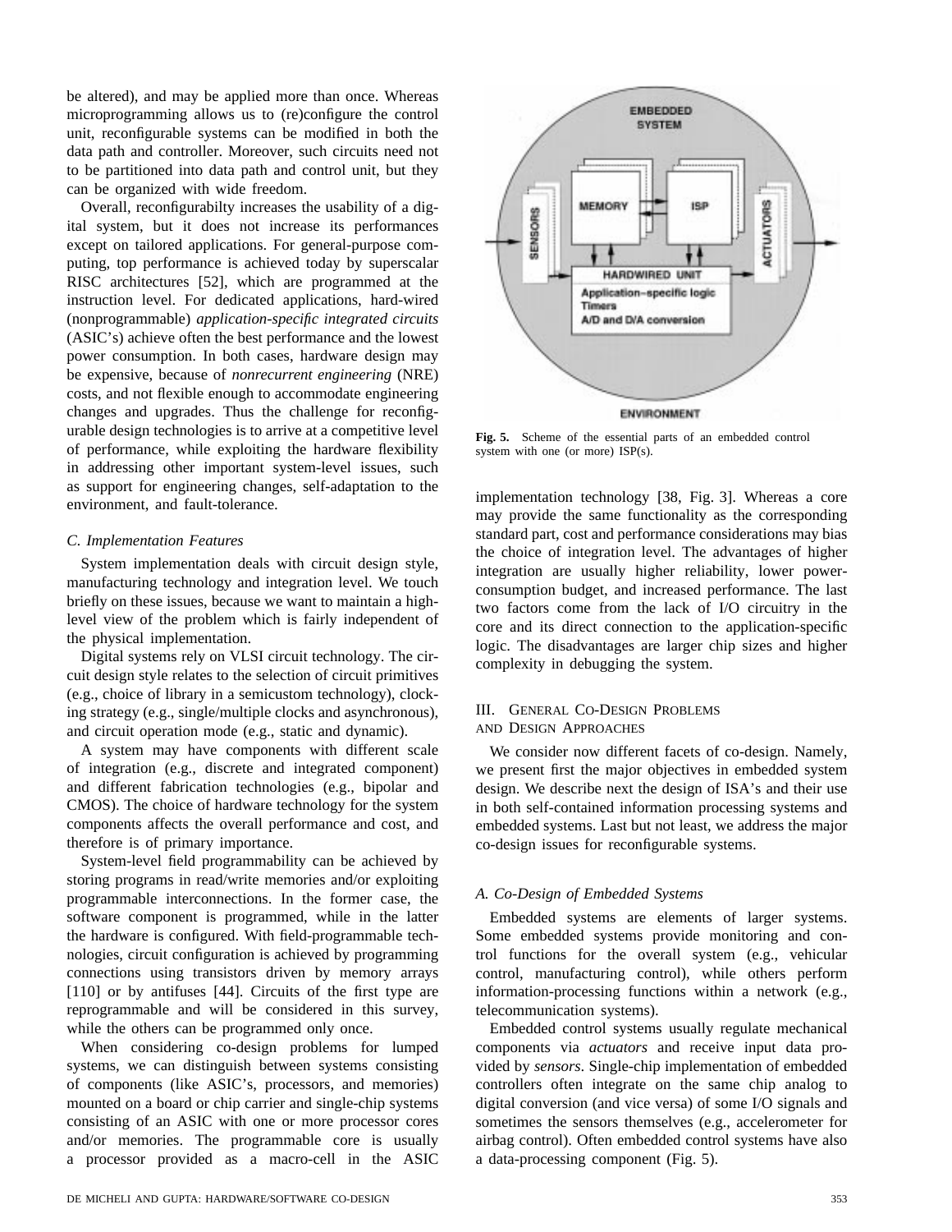be altered), and may be applied more than once. Whereas microprogramming allows us to (re)configure the control unit, reconfigurable systems can be modified in both the data path and controller. Moreover, such circuits need not to be partitioned into data path and control unit, but they can be organized with wide freedom.

Overall, reconfigurabilty increases the usability of a digital system, but it does not increase its performances except on tailored applications. For general-purpose computing, top performance is achieved today by superscalar RISC architectures [52], which are programmed at the instruction level. For dedicated applications, hard-wired (nonprogrammable) *application-specific integrated circuits* (ASIC's) achieve often the best performance and the lowest power consumption. In both cases, hardware design may be expensive, because of *nonrecurrent engineering* (NRE) costs, and not flexible enough to accommodate engineering changes and upgrades. Thus the challenge for reconfigurable design technologies is to arrive at a competitive level of performance, while exploiting the hardware flexibility in addressing other important system-level issues, such as support for engineering changes, self-adaptation to the environment, and fault-tolerance.

### C. Implementation Features

System implementation deals with circuit design style, manufacturing technology and integration level. We touch briefly on these issues, because we want to maintain a high-level view of the problem which is fairly independent of the physical implementation.

Digital systems rely on VLSI circuit technology. The circuit design style relates to the selection of circuit primitives (e.g., choice of library in a semicustom technology), clocking strategy (e.g., single/multiple clocks and asynchronous), and circuit operation mode (e.g., static and dynamic).

A system may have components with different scale of integration (e.g., discrete and integrated component) and different fabrication technologies (e.g., bipolar and CMOS). The choice of hardware technology for the system components affects the overall performance and cost, and therefore is of primary importance.

System-level field programmability can be achieved by storing programs in read/write memories and/or exploiting programmable interconnections. In the former case, the software component is programmed, while in the latter the hardware is configured. With field-programmable technologies, circuit configuration is achieved by programming connections using transistors driven by memory arrays [110] or by antifuses [44]. Circuits of the first type are reprogrammable and will be considered in this survey, while the others can be programmed only once.

When considering co-design problems for lumped systems, we can distinguish between systems consisting of components (like ASIC's, processors, and memories) mounted on a board or chip carrier and single-chip systems consisting of an ASIC with one or more processor cores and/or memories. The programmable core is usually a processor provided as a macro-cell in the ASIC implementation technology [38, Fig. 3]. Whereas a core may provide the same functionality as the corresponding standard part, cost and performance considerations may bias the choice of integration level. The advantages of higher integration are usually higher reliability, lower power-consumption budget, and increased performance. The last two factors come from the lack of I/O circuitry in the core and its direct connection to the application-specific logic. The disadvantages are larger chip sizes and higher complexity in debugging the system.

EMBEDDED SYSTEM

MEMORY

ISP

SENSORS

ACTUATORS

HARDWIRED UNIT

Application-specific logic
Timers
A/D and D/A conversion

ENVIRONMENT

**Fig. 5.** Scheme of the essential parts of an embedded control system with one (or more) ISP(s).

## III. General Co-Design Problems and Design Approaches

We consider now different facets of co-design. Namely, we present first the major objectives in embedded system design. We describe next the design of ISA's and their use in both self-contained information processing systems and embedded systems. Last but not least, we address the major co-design issues for reconfigurable systems.

### A. Co-Design of Embedded Systems

Embedded systems are elements of larger systems. Some embedded systems provide monitoring and control functions for the overall system (e.g., vehicular control, manufacturing control), while others perform information-processing functions within a network (e.g., telecommunication systems).

Embedded control systems usually regulate mechanical components via *actuators* and receive input data provided by *sensors*. Single-chip implementation of embedded controllers often integrate on the same chip analog to digital conversion (and vice versa) of some I/O signals and sometimes the sensors themselves (e.g., accelerometer for airbag control). Often embedded control systems have also a data-processing component (Fig. 5).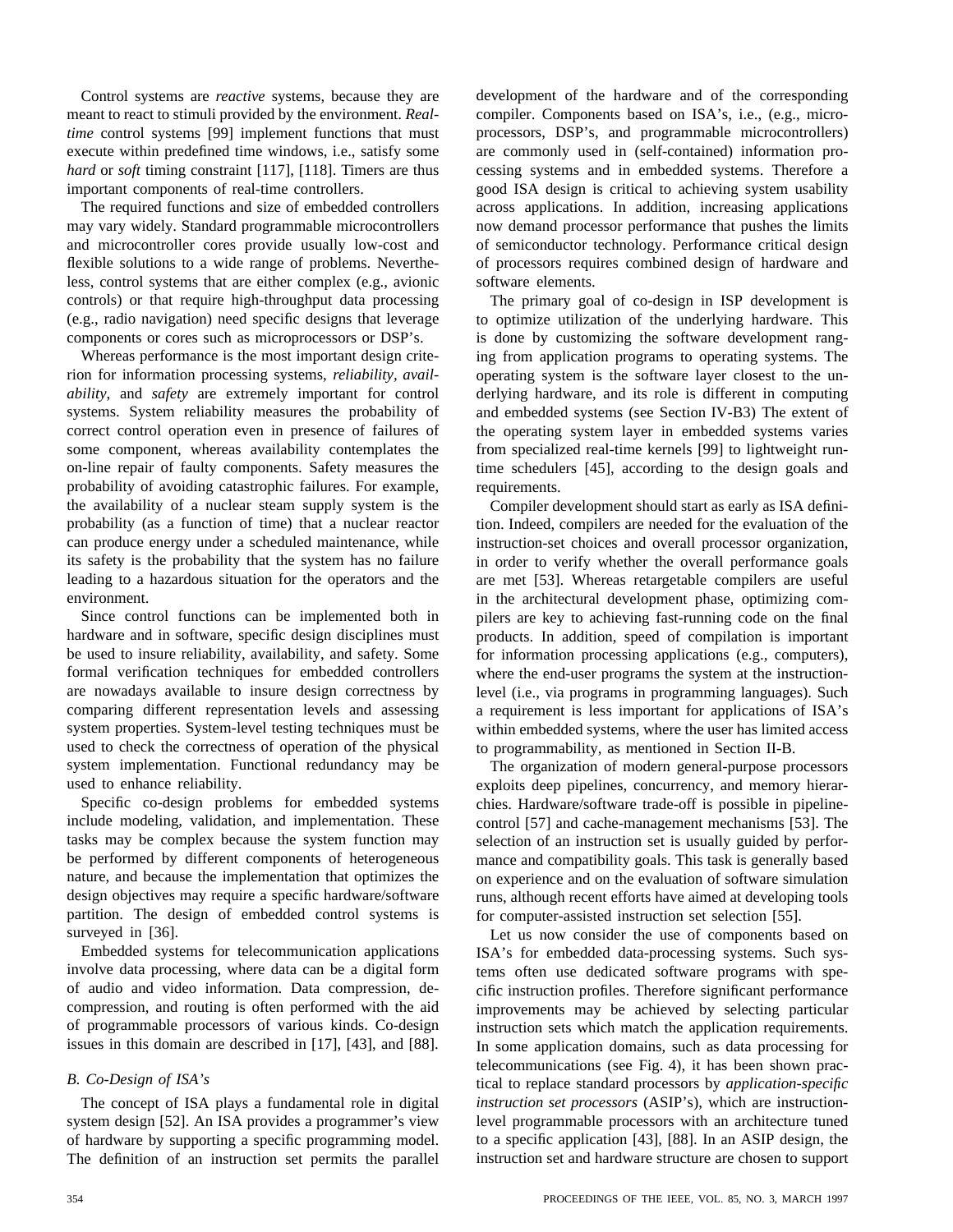Control systems are *reactive* systems, because they are meant to react to stimuli provided by the environment. *Real-time* control systems [99] implement functions that must execute within predefined time windows, i.e., satisfy some *hard* or *soft* timing constraint [117], [118]. Timers are thus important components of real-time controllers.

The required functions and size of embedded controllers may vary widely. Standard programmable microcontrollers and microcontroller cores provide usually low-cost and flexible solutions to a wide range of problems. Nevertheless, control systems that are either complex (e.g., avionic controls) or that require high-throughput data processing (e.g., radio navigation) need specific designs that leverage components or cores such as microprocessors or DSP's.

Whereas performance is the most important design criterion for information processing systems, *reliability, availability*, and *safety* are extremely important for control systems. System reliability measures the probability of correct control operation even in presence of failures of some component, whereas availability contemplates the on-line repair of faulty components. Safety measures the probability of avoiding catastrophic failures. For example, the availability of a nuclear steam supply system is the probability (as a function of time) that a nuclear reactor can produce energy under a scheduled maintenance, while its safety is the probability that the system has no failure leading to a hazardous situation for the operators and the environment.

Since control functions can be implemented both in hardware and in software, specific design disciplines must be used to insure reliability, availability, and safety. Some formal verification techniques for embedded controllers are nowadays available to insure design correctness by comparing different representation levels and assessing system properties. System-level testing techniques must be used to check the correctness of operation of the physical system implementation. Functional redundancy may be used to enhance reliability.

Specific co-design problems for embedded systems include modeling, validation, and implementation. These tasks may be complex because the system function may be performed by different components of heterogeneous nature, and because the implementation that optimizes the design objectives may require a specific hardware/software partition. The design of embedded control systems is surveyed in [36].

Embedded systems for telecommunication applications involve data processing, where data can be a digital form of audio and video information. Data compression, decompression, and routing is often performed with the aid of programmable processors of various kinds. Co-design issues in this domain are described in [17], [43], and [88].

### *B. Co-Design of ISA's*

The concept of ISA plays a fundamental role in digital system design [52]. An ISA provides a programmer's view of hardware by supporting a specific programming model. The definition of an instruction set permits the parallel development of the hardware and of the corresponding compiler. Components based on ISA's, i.e., (e.g., microprocessors, DSP's, and programmable microcontrollers) are commonly used in (self-contained) information processing systems and in embedded systems. Therefore a good ISA design is critical to achieving system usability across applications. In addition, increasing applications now demand processor performance that pushes the limits of semiconductor technology. Performance critical design of processors requires combined design of hardware and software elements.

The primary goal of co-design in ISP development is to optimize utilization of the underlying hardware. This is done by customizing the software development ranging from application programs to operating systems. The operating system is the software layer closest to the underlying hardware, and its role is different in computing and embedded systems (see Section IV-B3) The extent of the operating system layer in embedded systems varies from specialized real-time kernels [99] to lightweight runtime schedulers [45], according to the design goals and requirements.

Compiler development should start as early as ISA definition. Indeed, compilers are needed for the evaluation of the instruction-set choices and overall processor organization, in order to verify whether the overall performance goals are met [53]. Whereas retargetable compilers are useful in the architectural development phase, optimizing compilers are key to achieving fast-running code on the final products. In addition, speed of compilation is important for information processing applications (e.g., computers), where the end-user programs the system at the instruction-level (i.e., via programs in programming languages). Such a requirement is less important for applications of ISA's within embedded systems, where the user has limited access to programmability, as mentioned in Section II-B.

The organization of modern general-purpose processors exploits deep pipelines, concurrency, and memory hierarchies. Hardware/software trade-off is possible in pipeline-control [57] and cache-management mechanisms [53]. The selection of an instruction set is usually guided by performance and compatibility goals. This task is generally based on experience and on the evaluation of software simulation runs, although recent efforts have aimed at developing tools for computer-assisted instruction set selection [55].

Let us now consider the use of components based on ISA's for embedded data-processing systems. Such systems often use dedicated software programs with specific instruction profiles. Therefore significant performance improvements may be achieved by selecting particular instruction sets which match the application requirements. In some application domains, such as data processing for telecommunications (see Fig. 4), it has been shown practical to replace standard processors by *application-specific instruction set processors* (ASIP's), which are instruction-level programmable processors with an architecture tuned to a specific application [43], [88]. In an ASIP design, the instruction set and hardware structure are chosen to support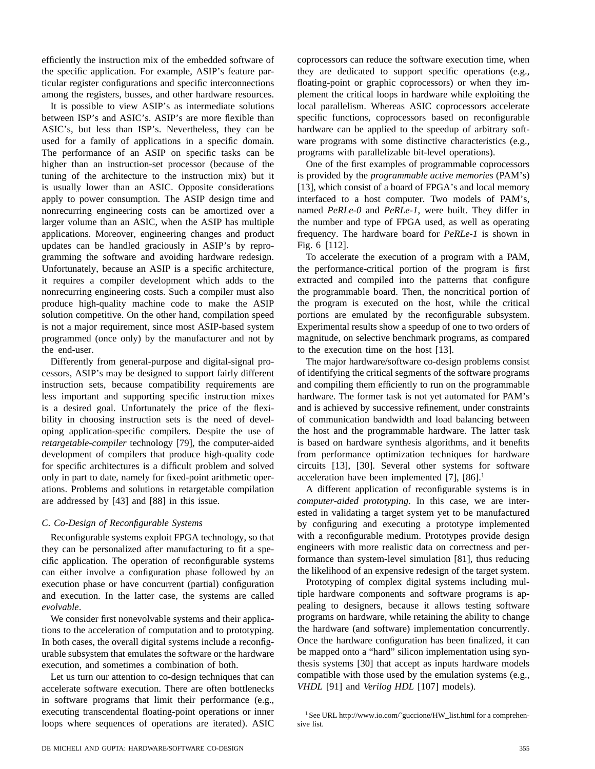efficiently the instruction mix of the embedded software of the specific application. For example, ASIP's feature particular register configurations and specific interconnections among the registers, busses, and other hardware resources.

It is possible to view ASIP's as intermediate solutions between ISP's and ASIC's. ASIP's are more flexible than ASIC's, but less than ISP's. Nevertheless, they can be used for a family of applications in a specific domain. The performance of an ASIP on specific tasks can be higher than an instruction-set processor (because of the tuning of the architecture to the instruction mix) but it is usually lower than an ASIC. Opposite considerations apply to power consumption. The ASIP design time and nonrecurring engineering costs can be amortized over a larger volume than an ASIC, when the ASIP has multiple applications. Moreover, engineering changes and product updates can be handled graciously in ASIP's by reprogramming the software and avoiding hardware redesign. Unfortunately, because an ASIP is a specific architecture, it requires a compiler development which adds to the nonrecurring engineering costs. Such a compiler must also produce high-quality machine code to make the ASIP solution competitive. On the other hand, compilation speed is not a major requirement, since most ASIP-based system programmed (once only) by the manufacturer and not by the end-user.

Differently from general-purpose and digital-signal processors, ASIP's may be designed to support fairly different instruction sets, because compatibility requirements are less important and supporting specific instruction mixes is a desired goal. Unfortunately the price of the flexibility in choosing instruction sets is the need of developing application-specific compilers. Despite the use of *retargetable-compiler* technology [79], the computer-aided development of compilers that produce high-quality code for specific architectures is a difficult problem and solved only in part to date, namely for fixed-point arithmetic operations. Problems and solutions in retargetable compilation are addressed by [43] and [88] in this issue.

### *C. Co-Design of Reconfigurable Systems*

Reconfigurable systems exploit FPGA technology, so that they can be personalized after manufacturing to fit a specific application. The operation of reconfigurable systems can either involve a configuration phase followed by an execution phase or have concurrent (partial) configuration and execution. In the latter case, the systems are called *evolvable*.

We consider first nonevolvable systems and their applications to the acceleration of computation and to prototyping. In both cases, the overall digital systems include a reconfigurable subsystem that emulates the software or the hardware execution, and sometimes a combination of both.

Let us turn our attention to co-design techniques that can accelerate software execution. There are often bottlenecks in software programs that limit their performance (e.g., executing transcendental floating-point operations or inner loops where sequences of operations are iterated). ASIC coprocessors can reduce the software execution time, when they are dedicated to support specific operations (e.g., floating-point or graphic coprocessors) or when they implement the critical loops in hardware while exploiting the local parallelism. Whereas ASIC coprocessors accelerate specific functions, coprocessors based on reconfigurable hardware can be applied to the speedup of arbitrary software programs with some distinctive characteristics (e.g., programs with parallelizable bit-level operations).

One of the first examples of programmable coprocessors is provided by the *programmable active memories* (PAM's) [13], which consist of a board of FPGA's and local memory interfaced to a host computer. Two models of PAM's, named *PeRLe-0* and *PeRLe-1*, were built. They differ in the number and type of FPGA used, as well as operating frequency. The hardware board for *PeRLe-1* is shown in Fig. 6 [112].

To accelerate the execution of a program with a PAM, the performance-critical portion of the program is first extracted and compiled into the patterns that configure the programmable board. Then, the noncritical portion of the program is executed on the host, while the critical portions are emulated by the reconfigurable subsystem. Experimental results show a speedup of one to two orders of magnitude, on selective benchmark programs, as compared to the execution time on the host [13].

The major hardware/software co-design problems consist of identifying the critical segments of the software programs and compiling them efficiently to run on the programmable hardware. The former task is not yet automated for PAM's and is achieved by successive refinement, under constraints of communication bandwidth and load balancing between the host and the programmable hardware. The latter task is based on hardware synthesis algorithms, and it benefits from performance optimization techniques for hardware circuits [13], [30]. Several other systems for software acceleration have been implemented [7], [86].[1]

A different application of reconfigurable systems is in *computer-aided prototyping*. In this case, we are interested in validating a target system yet to be manufactured by configuring and executing a prototype implemented with a reconfigurable medium. Prototypes provide design engineers with more realistic data on correctness and performance than system-level simulation [81], thus reducing the likelihood of an expensive redesign of the target system.

Prototyping of complex digital systems including multiple hardware components and software programs is appealing to designers, because it allows testing software programs on hardware, while retaining the ability to change the hardware (and software) implementation concurrently. Once the hardware configuration has been finalized, it can be mapped onto a "hard" silicon implementation using synthesis systems [30] that accept as inputs hardware models compatible with those used by the emulation systems (e.g., *VHDL* [91] and *Verilog HDL* [107] models).

[1] See URL http://www.io.com/~guccione/HW_list.html for a comprehensive list.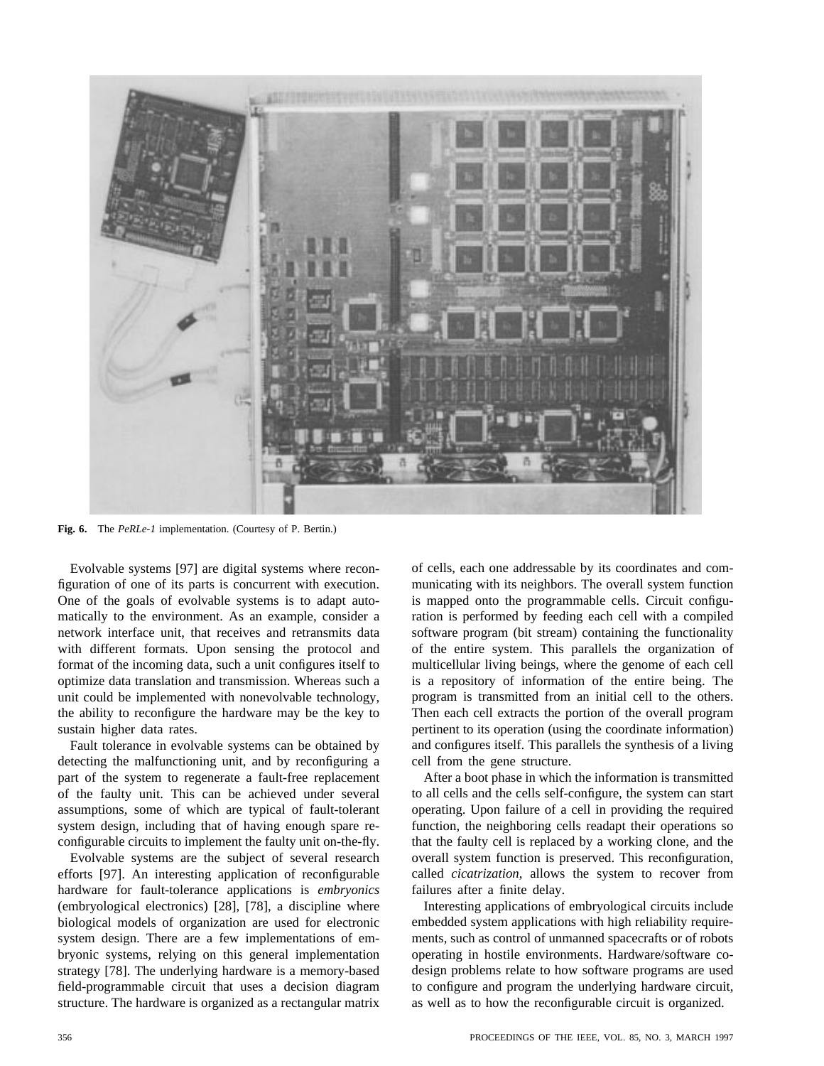**Fig. 6.** The *PeRLe-1* implementation. (Courtesy of P. Bertin.)

Evolvable systems [97] are digital systems where reconfiguration of one of its parts is concurrent with execution. One of the goals of evolvable systems is to adapt automatically to the environment. As an example, consider a network interface unit, that receives and retransmits data with different formats. Upon sensing the protocol and format of the incoming data, such a unit configures itself to optimize data translation and transmission. Whereas such a unit could be implemented with nonevolvable technology, the ability to reconfigure the hardware may be the key to sustain higher data rates.

Fault tolerance in evolvable systems can be obtained by detecting the malfunctioning unit, and by reconfiguring a part of the system to regenerate a fault-free replacement of the faulty unit. This can be achieved under several assumptions, some of which are typical of fault-tolerant system design, including that of having enough spare reconfigurable circuits to implement the faulty unit on-the-fly.

Evolvable systems are the subject of several research efforts [97]. An interesting application of reconfigurable hardware for fault-tolerance applications is *embryonics* (embryological electronics) [28], [78], a discipline where biological models of organization are used for electronic system design. There are a few implementations of embryonic systems, relying on this general implementation strategy [78]. The underlying hardware is a memory-based field-programmable circuit that uses a decision diagram structure. The hardware is organized as a rectangular matrix of cells, each one addressable by its coordinates and communicating with its neighbors. The overall system function is mapped onto the programmable cells. Circuit configuration is performed by feeding each cell with a compiled software program (bit stream) containing the functionality of the entire system. This parallels the organization of multicellular living beings, where the genome of each cell is a repository of information of the entire being. The program is transmitted from an initial cell to the others. Then each cell extracts the portion of the overall program pertinent to its operation (using the coordinate information) and configures itself. This parallels the synthesis of a living cell from the gene structure.

After a boot phase in which the information is transmitted to all cells and the cells self-configure, the system can start operating. Upon failure of a cell in providing the required function, the neighboring cells readapt their operations so that the faulty cell is replaced by a working clone, and the overall system function is preserved. This reconfiguration, called *cicatrization*, allows the system to recover from failures after a finite delay.

Interesting applications of embryological circuits include embedded system applications with high reliability requirements, such as control of unmanned spacecrafts or of robots operating in hostile environments. Hardware/software co-design problems relate to how software programs are used to configure and program the underlying hardware circuit, as well as to how the reconfigurable circuit is organized.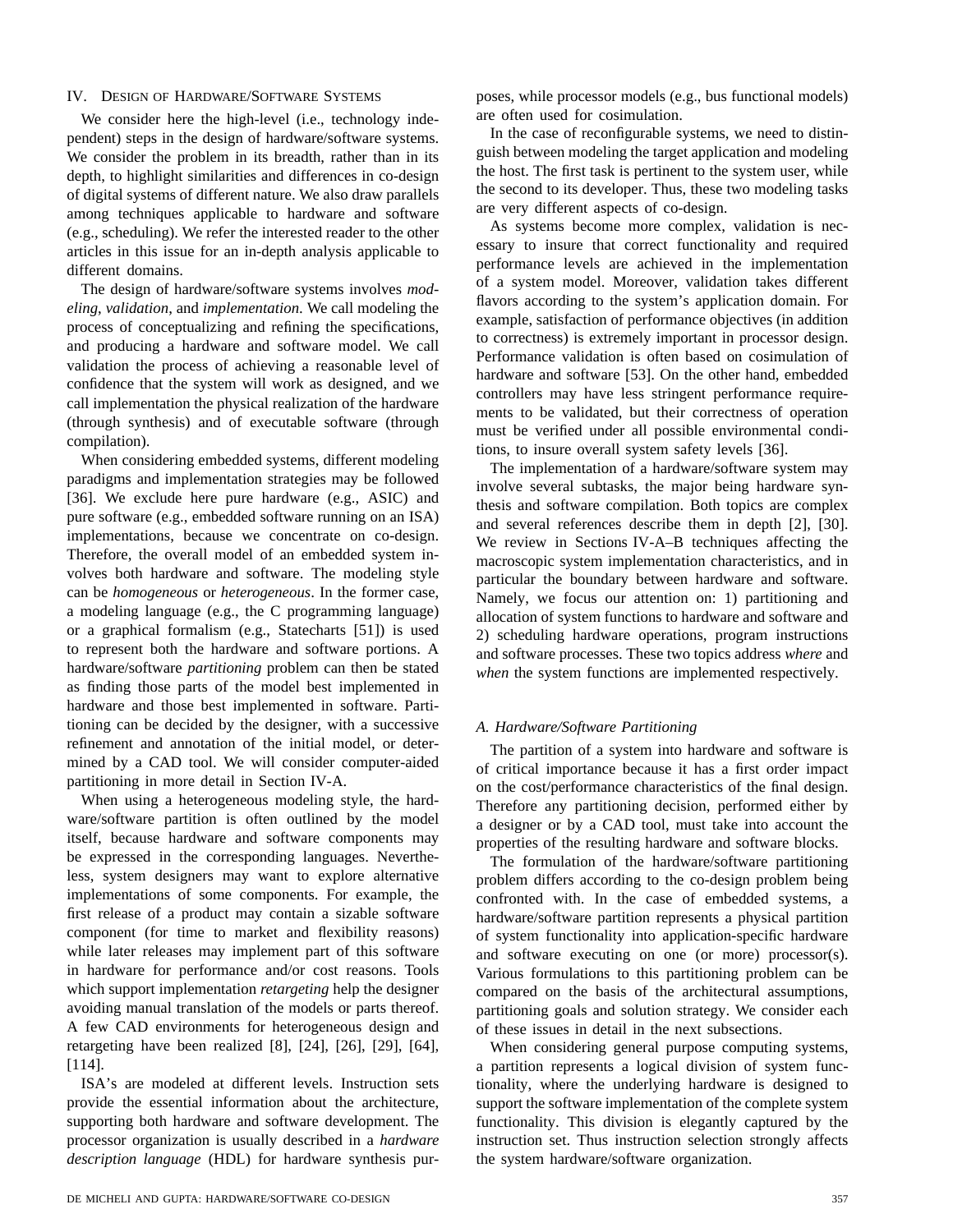## IV. Design of Hardware/Software Systems

We consider here the high-level (i.e., technology independent) steps in the design of hardware/software systems. We consider the problem in its breadth, rather than in its depth, to highlight similarities and differences in co-design of digital systems of different nature. We also draw parallels among techniques applicable to hardware and software (e.g., scheduling). We refer the interested reader to the other articles in this issue for an in-depth analysis applicable to different domains.

The design of hardware/software systems involves *modeling*, *validation*, and *implementation*. We call modeling the process of conceptualizing and refining the specifications, and producing a hardware and software model. We call validation the process of achieving a reasonable level of confidence that the system will work as designed, and we call implementation the physical realization of the hardware (through synthesis) and of executable software (through compilation).

When considering embedded systems, different modeling paradigms and implementation strategies may be followed [36]. We exclude here pure hardware (e.g., ASIC) and pure software (e.g., embedded software running on an ISA) implementations, because we concentrate on co-design. Therefore, the overall model of an embedded system involves both hardware and software. The modeling style can be *homogeneous* or *heterogeneous*. In the former case, a modeling language (e.g., the C programming language) or a graphical formalism (e.g., Statecharts [51]) is used to represent both the hardware and software portions. A hardware/software *partitioning* problem can then be stated as finding those parts of the model best implemented in hardware and those best implemented in software. Partitioning can be decided by the designer, with a successive refinement and annotation of the initial model, or determined by a CAD tool. We will consider computer-aided partitioning in more detail in Section IV-A.

When using a heterogeneous modeling style, the hardware/software partition is often outlined by the model itself, because hardware and software components may be expressed in the corresponding languages. Nevertheless, system designers may want to explore alternative implementations of some components. For example, the first release of a product may contain a sizable software component (for time to market and flexibility reasons) while later releases may implement part of this software in hardware for performance and/or cost reasons. Tools which support implementation *retargeting* help the designer avoiding manual translation of the models or parts thereof. A few CAD environments for heterogeneous design and retargeting have been realized [8], [24], [26], [29], [64], [114].

ISA's are modeled at different levels. Instruction sets provide the essential information about the architecture, supporting both hardware and software development. The processor organization is usually described in a *hardware description language* (HDL) for hardware synthesis purposes, while processor models (e.g., bus functional models) are often used for cosimulation.

In the case of reconfigurable systems, we need to distinguish between modeling the target application and modeling the host. The first task is pertinent to the system user, while the second to its developer. Thus, these two modeling tasks are very different aspects of co-design.

As systems become more complex, validation is necessary to insure that correct functionality and required performance levels are achieved in the implementation of a system model. Moreover, validation takes different flavors according to the system's application domain. For example, satisfaction of performance objectives (in addition to correctness) is extremely important in processor design. Performance validation is often based on cosimulation of hardware and software [53]. On the other hand, embedded controllers may have less stringent performance requirements to be validated, but their correctness of operation must be verified under all possible environmental conditions, to insure overall system safety levels [36].

The implementation of a hardware/software system may involve several subtasks, the major being hardware synthesis and software compilation. Both topics are complex and several references describe them in depth [2], [30]. We review in Sections IV-A–B techniques affecting the macroscopic system implementation characteristics, and in particular the boundary between hardware and software. Namely, we focus our attention on: 1) partitioning and allocation of system functions to hardware and software and 2) scheduling hardware operations, program instructions and software processes. These two topics address *where* and *when* the system functions are implemented respectively.

### *A. Hardware/Software Partitioning*

The partition of a system into hardware and software is of critical importance because it has a first order impact on the cost/performance characteristics of the final design. Therefore any partitioning decision, performed either by a designer or by a CAD tool, must take into account the properties of the resulting hardware and software blocks.

The formulation of the hardware/software partitioning problem differs according to the co-design problem being confronted with. In the case of embedded systems, a hardware/software partition represents a physical partition of system functionality into application-specific hardware and software executing on one (or more) processor(s). Various formulations to this partitioning problem can be compared on the basis of the architectural assumptions, partitioning goals and solution strategy. We consider each of these issues in detail in the next subsections.

When considering general purpose computing systems, a partition represents a logical division of system functionality, where the underlying hardware is designed to support the software implementation of the complete system functionality. This division is elegantly captured by the instruction set. Thus instruction selection strongly affects the system hardware/software organization.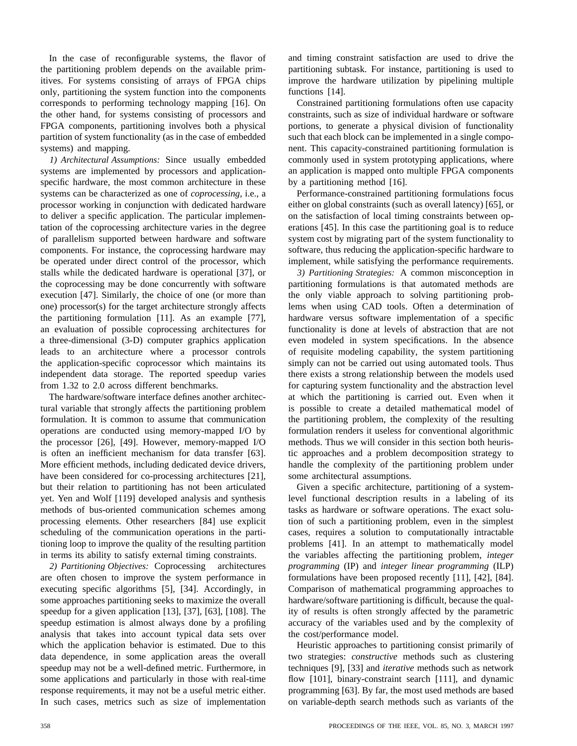In the case of reconfigurable systems, the flavor of the partitioning problem depends on the available primitives. For systems consisting of arrays of FPGA chips only, partitioning the system function into the components corresponds to performing technology mapping [16]. On the other hand, for systems consisting of processors and FPGA components, partitioning involves both a physical partition of system functionality (as in the case of embedded systems) and mapping.

*1) Architectural Assumptions:* Since usually embedded systems are implemented by processors and application-specific hardware, the most common architecture in these systems can be characterized as one of *coprocessing*, i.e., a processor working in conjunction with dedicated hardware to deliver a specific application. The particular implementation of the coprocessing architecture varies in the degree of parallelism supported between hardware and software components. For instance, the coprocessing hardware may be operated under direct control of the processor, which stalls while the dedicated hardware is operational [37], or the coprocessing may be done concurrently with software execution [47]. Similarly, the choice of one (or more than one) processor(s) for the target architecture strongly affects the partitioning formulation [11]. As an example [77], an evaluation of possible coprocessing architectures for a three-dimensional (3-D) computer graphics application leads to an architecture where a processor controls the application-specific coprocessor which maintains its independent data storage. The reported speedup varies from 1.32 to 2.0 across different benchmarks.

The hardware/software interface defines another architectural variable that strongly affects the partitioning problem formulation. It is common to assume that communication operations are conducted using memory-mapped I/O by the processor [26], [49]. However, memory-mapped I/O is often an inefficient mechanism for data transfer [63]. More efficient methods, including dedicated device drivers, have been considered for co-processing architectures [21], but their relation to partitioning has not been articulated yet. Yen and Wolf [119] developed analysis and synthesis methods of bus-oriented communication schemes among processing elements. Other researchers [84] use explicit scheduling of the communication operations in the partitioning loop to improve the quality of the resulting partition in terms its ability to satisfy external timing constraints.

*2) Partitioning Objectives:* Coprocessing architectures are often chosen to improve the system performance in executing specific algorithms [5], [34]. Accordingly, in some approaches partitioning seeks to maximize the overall speedup for a given application [13], [37], [63], [108]. The speedup estimation is almost always done by a profiling analysis that takes into account typical data sets over which the application behavior is estimated. Due to this data dependence, in some application areas the overall speedup may not be a well-defined metric. Furthermore, in some applications and particularly in those with real-time response requirements, it may not be a useful metric either. In such cases, metrics such as size of implementation and timing constraint satisfaction are used to drive the partitioning subtask. For instance, partitioning is used to improve the hardware utilization by pipelining multiple functions [14].

Constrained partitioning formulations often use capacity constraints, such as size of individual hardware or software portions, to generate a physical division of functionality such that each block can be implemented in a single component. This capacity-constrained partitioning formulation is commonly used in system prototyping applications, where an application is mapped onto multiple FPGA components by a partitioning method [16].

Performance-constrained partitioning formulations focus either on global constraints (such as overall latency) [65], or on the satisfaction of local timing constraints between operations [45]. In this case the partitioning goal is to reduce system cost by migrating part of the system functionality to software, thus reducing the application-specific hardware to implement, while satisfying the performance requirements.

*3) Partitioning Strategies:* A common misconception in partitioning formulations is that automated methods are the only viable approach to solving partitioning problems when using CAD tools. Often a determination of hardware versus software implementation of a specific functionality is done at levels of abstraction that are not even modeled in system specifications. In the absence of requisite modeling capability, the system partitioning simply can not be carried out using automated tools. Thus there exists a strong relationship between the models used for capturing system functionality and the abstraction level at which the partitioning is carried out. Even when it is possible to create a detailed mathematical model of the partitioning problem, the complexity of the resulting formulation renders it useless for conventional algorithmic methods. Thus we will consider in this section both heuristic approaches and a problem decomposition strategy to handle the complexity of the partitioning problem under some architectural assumptions.

Given a specific architecture, partitioning of a system-level functional description results in a labeling of its tasks as hardware or software operations. The exact solution of such a partitioning problem, even in the simplest cases, requires a solution to computationally intractable problems [41]. In an attempt to mathematically model the variables affecting the partitioning problem, *integer programming* (IP) and *integer linear programming* (ILP) formulations have been proposed recently [11], [42], [84]. Comparison of mathematical programming approaches to hardware/software partitioning is difficult, because the quality of results is often strongly affected by the parametric accuracy of the variables used and by the complexity of the cost/performance model.

Heuristic approaches to partitioning consist primarily of two strategies: *constructive* methods such as clustering techniques [9], [33] and *iterative* methods such as network flow [101], binary-constraint search [111], and dynamic programming [63]. By far, the most used methods are based on variable-depth search methods such as variants of the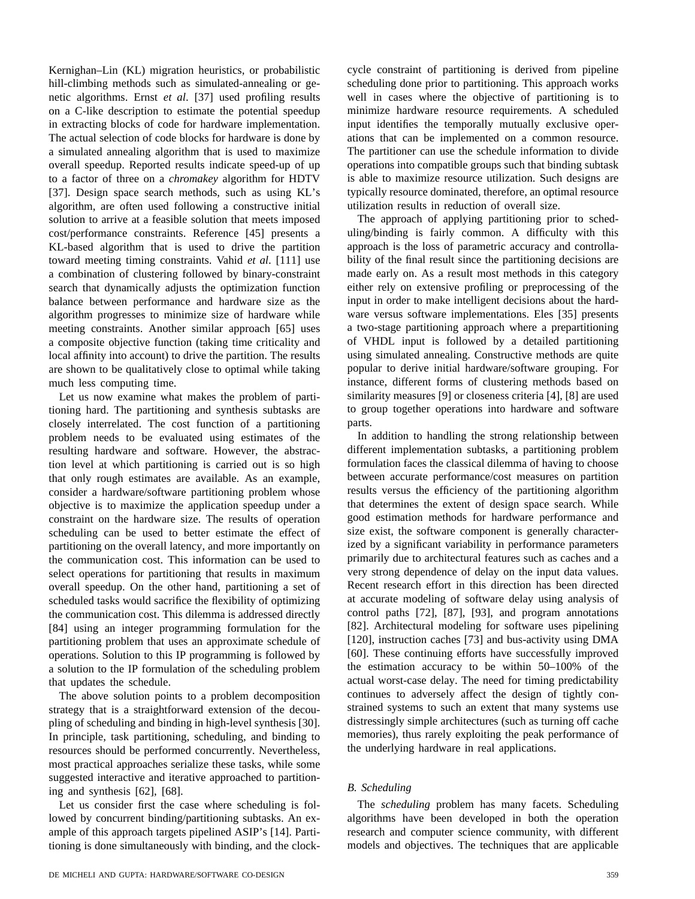Kernighan–Lin (KL) migration heuristics, or probabilistic hill-climbing methods such as simulated-annealing or genetic algorithms. Ernst *et al*. [37] used profiling results on a C-like description to estimate the potential speedup in extracting blocks of code for hardware implementation. The actual selection of code blocks for hardware is done by a simulated annealing algorithm that is used to maximize overall speedup. Reported results indicate speed-up of up to a factor of three on a *chromakey* algorithm for HDTV [37]. Design space search methods, such as using KL's algorithm, are often used following a constructive initial solution to arrive at a feasible solution that meets imposed cost/performance constraints. Reference [45] presents a KL-based algorithm that is used to drive the partition toward meeting timing constraints. Vahid *et al*. [111] use a combination of clustering followed by binary-constraint search that dynamically adjusts the optimization function balance between performance and hardware size as the algorithm progresses to minimize size of hardware while meeting constraints. Another similar approach [65] uses a composite objective function (taking time criticality and local affinity into account) to drive the partition. The results are shown to be qualitatively close to optimal while taking much less computing time.

Let us now examine what makes the problem of partitioning hard. The partitioning and synthesis subtasks are closely interrelated. The cost function of a partitioning problem needs to be evaluated using estimates of the resulting hardware and software. However, the abstraction level at which partitioning is carried out is so high that only rough estimates are available. As an example, consider a hardware/software partitioning problem whose objective is to maximize the application speedup under a constraint on the hardware size. The results of operation scheduling can be used to better estimate the effect of partitioning on the overall latency, and more importantly on the communication cost. This information can be used to select operations for partitioning that results in maximum overall speedup. On the other hand, partitioning a set of scheduled tasks would sacrifice the flexibility of optimizing the communication cost. This dilemma is addressed directly [84] using an integer programming formulation for the partitioning problem that uses an approximate schedule of operations. Solution to this IP programming is followed by a solution to the IP formulation of the scheduling problem that updates the schedule.

The above solution points to a problem decomposition strategy that is a straightforward extension of the decoupling of scheduling and binding in high-level synthesis [30]. In principle, task partitioning, scheduling, and binding to resources should be performed concurrently. Nevertheless, most practical approaches serialize these tasks, while some suggested interactive and iterative approached to partitioning and synthesis [62], [68].

Let us consider first the case where scheduling is followed by concurrent binding/partitioning subtasks. An example of this approach targets pipelined ASIP's [14]. Partitioning is done simultaneously with binding, and the clock-cycle constraint of partitioning is derived from pipeline scheduling done prior to partitioning. This approach works well in cases where the objective of partitioning is to minimize hardware resource requirements. A scheduled input identifies the temporally mutually exclusive operations that can be implemented on a common resource. The partitioner can use the schedule information to divide operations into compatible groups such that binding subtask is able to maximize resource utilization. Such designs are typically resource dominated, therefore, an optimal resource utilization results in reduction of overall size.

The approach of applying partitioning prior to scheduling/binding is fairly common. A difficulty with this approach is the loss of parametric accuracy and controllability of the final result since the partitioning decisions are made early on. As a result most methods in this category either rely on extensive profiling or preprocessing of the input in order to make intelligent decisions about the hardware versus software implementations. Eles [35] presents a two-stage partitioning approach where a prepartitioning of VHDL input is followed by a detailed partitioning using simulated annealing. Constructive methods are quite popular to derive initial hardware/software grouping. For instance, different forms of clustering methods based on similarity measures [9] or closeness criteria [4], [8] are used to group together operations into hardware and software parts.

In addition to handling the strong relationship between different implementation subtasks, a partitioning problem formulation faces the classical dilemma of having to choose between accurate performance/cost measures on partition results versus the efficiency of the partitioning algorithm that determines the extent of design space search. While good estimation methods for hardware performance and size exist, the software component is generally characterized by a significant variability in performance parameters primarily due to architectural features such as caches and a very strong dependence of delay on the input data values. Recent research effort in this direction has been directed at accurate modeling of software delay using analysis of control paths [72], [87], [93], and program annotations [82]. Architectural modeling for software uses pipelining [120], instruction caches [73] and bus-activity using DMA [60]. These continuing efforts have successfully improved the estimation accuracy to be within 50–100% of the actual worst-case delay. The need for timing predictability continues to adversely affect the design of tightly constrained systems to such an extent that many systems use distressingly simple architectures (such as turning off cache memories), thus rarely exploiting the peak performance of the underlying hardware in real applications.

### *B. Scheduling*

The *scheduling* problem has many facets. Scheduling algorithms have been developed in both the operation research and computer science community, with different models and objectives. The techniques that are applicable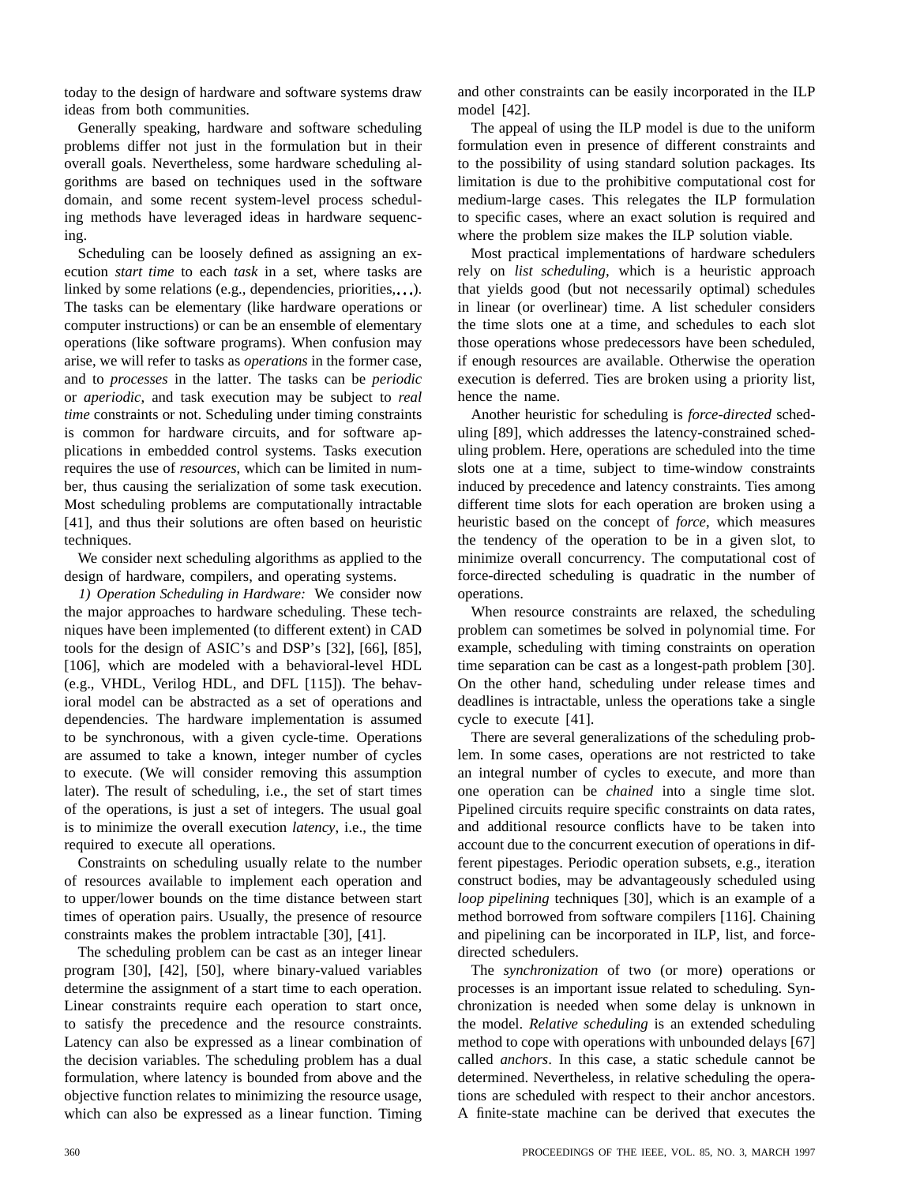today to the design of hardware and software systems draw ideas from both communities.

Generally speaking, hardware and software scheduling problems differ not just in the formulation but in their overall goals. Nevertheless, some hardware scheduling algorithms are based on techniques used in the software domain, and some recent system-level process scheduling methods have leveraged ideas in hardware sequencing.

Scheduling can be loosely defined as assigning an execution *start time* to each *task* in a set, where tasks are linked by some relations (e.g., dependencies, priorities,...). The tasks can be elementary (like hardware operations or computer instructions) or can be an ensemble of elementary operations (like software programs). When confusion may arise, we will refer to tasks as *operations* in the former case, and to *processes* in the latter. The tasks can be *periodic* or *aperiodic*, and task execution may be subject to *real time* constraints or not. Scheduling under timing constraints is common for hardware circuits, and for software applications in embedded control systems. Tasks execution requires the use of *resources*, which can be limited in number, thus causing the serialization of some task execution. Most scheduling problems are computationally intractable [41], and thus their solutions are often based on heuristic techniques.

We consider next scheduling algorithms as applied to the design of hardware, compilers, and operating systems.

*1) Operation Scheduling in Hardware:* We consider now the major approaches to hardware scheduling. These techniques have been implemented (to different extent) in CAD tools for the design of ASIC's and DSP's [32], [66], [85], [106], which are modeled with a behavioral-level HDL (e.g., VHDL, Verilog HDL, and DFL [115]). The behavioral model can be abstracted as a set of operations and dependencies. The hardware implementation is assumed to be synchronous, with a given cycle-time. Operations are assumed to take a known, integer number of cycles to execute. (We will consider removing this assumption later). The result of scheduling, i.e., the set of start times of the operations, is just a set of integers. The usual goal is to minimize the overall execution *latency*, i.e., the time required to execute all operations.

Constraints on scheduling usually relate to the number of resources available to implement each operation and to upper/lower bounds on the time distance between start times of operation pairs. Usually, the presence of resource constraints makes the problem intractable [30], [41].

The scheduling problem can be cast as an integer linear program [30], [42], [50], where binary-valued variables determine the assignment of a start time to each operation. Linear constraints require each operation to start once, to satisfy the precedence and the resource constraints. Latency can also be expressed as a linear combination of the decision variables. The scheduling problem has a dual formulation, where latency is bounded from above and the objective function relates to minimizing the resource usage, which can also be expressed as a linear function. Timing and other constraints can be easily incorporated in the ILP model [42].

The appeal of using the ILP model is due to the uniform formulation even in presence of different constraints and to the possibility of using standard solution packages. Its limitation is due to the prohibitive computational cost for medium-large cases. This relegates the ILP formulation to specific cases, where an exact solution is required and where the problem size makes the ILP solution viable.

Most practical implementations of hardware schedulers rely on *list scheduling*, which is a heuristic approach that yields good (but not necessarily optimal) schedules in linear (or overlinear) time. A list scheduler considers the time slots one at a time, and schedules to each slot those operations whose predecessors have been scheduled, if enough resources are available. Otherwise the operation execution is deferred. Ties are broken using a priority list, hence the name.

Another heuristic for scheduling is *force-directed* scheduling [89], which addresses the latency-constrained scheduling problem. Here, operations are scheduled into the time slots one at a time, subject to time-window constraints induced by precedence and latency constraints. Ties among different time slots for each operation are broken using a heuristic based on the concept of *force*, which measures the tendency of the operation to be in a given slot, to minimize overall concurrency. The computational cost of force-directed scheduling is quadratic in the number of operations.

When resource constraints are relaxed, the scheduling problem can sometimes be solved in polynomial time. For example, scheduling with timing constraints on operation time separation can be cast as a longest-path problem [30]. On the other hand, scheduling under release times and deadlines is intractable, unless the operations take a single cycle to execute [41].

There are several generalizations of the scheduling problem. In some cases, operations are not restricted to take an integral number of cycles to execute, and more than one operation can be *chained* into a single time slot. Pipelined circuits require specific constraints on data rates, and additional resource conflicts have to be taken into account due to the concurrent execution of operations in different pipestages. Periodic operation subsets, e.g., iteration construct bodies, may be advantageously scheduled using *loop pipelining* techniques [30], which is an example of a method borrowed from software compilers [116]. Chaining and pipelining can be incorporated in ILP, list, and force-directed schedulers.

The *synchronization* of two (or more) operations or processes is an important issue related to scheduling. Synchronization is needed when some delay is unknown in the model. *Relative scheduling* is an extended scheduling method to cope with operations with unbounded delays [67] called *anchors*. In this case, a static schedule cannot be determined. Nevertheless, in relative scheduling the operations are scheduled with respect to their anchor ancestors. A finite-state machine can be derived that executes the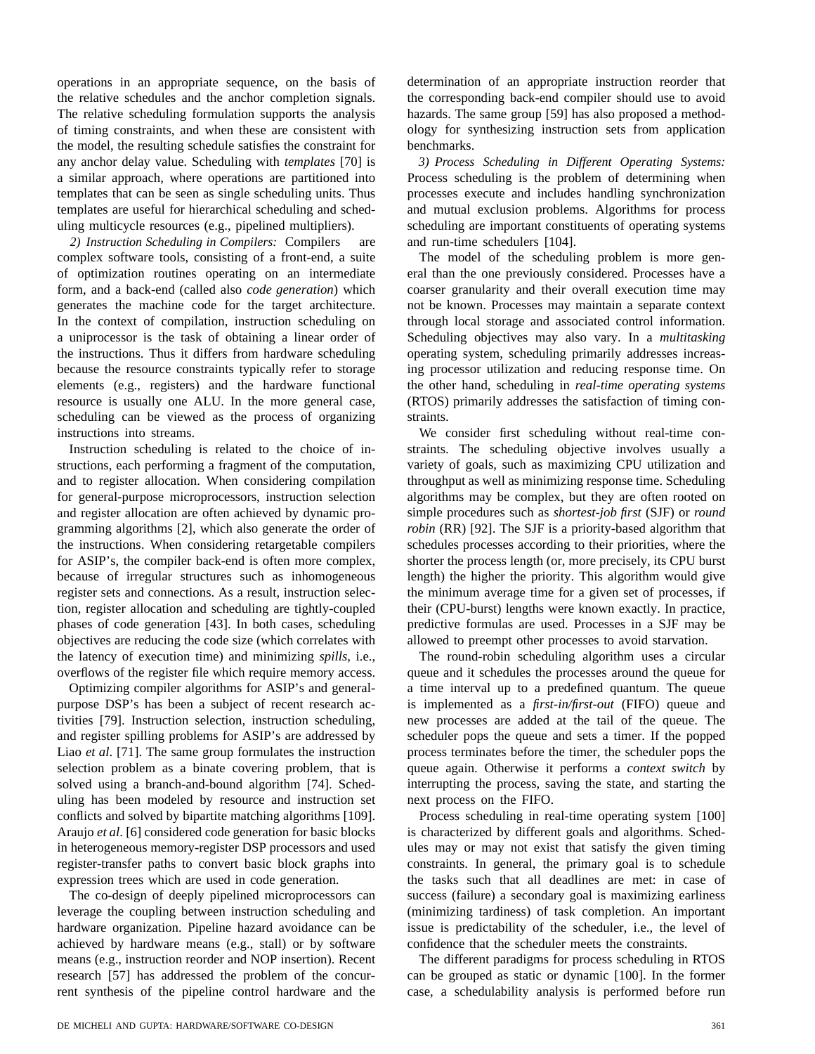operations in an appropriate sequence, on the basis of the relative schedules and the anchor completion signals. The relative scheduling formulation supports the analysis of timing constraints, and when these are consistent with the model, the resulting schedule satisfies the constraint for any anchor delay value. Scheduling with *templates* [70] is a similar approach, where operations are partitioned into templates that can be seen as single scheduling units. Thus templates are useful for hierarchical scheduling and scheduling multicycle resources (e.g., pipelined multipliers).

*2) Instruction Scheduling in Compilers:* Compilers are complex software tools, consisting of a front-end, a suite of optimization routines operating on an intermediate form, and a back-end (called also *code generation*) which generates the machine code for the target architecture. In the context of compilation, instruction scheduling on a uniprocessor is the task of obtaining a linear order of the instructions. Thus it differs from hardware scheduling because the resource constraints typically refer to storage elements (e.g., registers) and the hardware functional resource is usually one ALU. In the more general case, scheduling can be viewed as the process of organizing instructions into streams.

Instruction scheduling is related to the choice of instructions, each performing a fragment of the computation, and to register allocation. When considering compilation for general-purpose microprocessors, instruction selection and register allocation are often achieved by dynamic programming algorithms [2], which also generate the order of the instructions. When considering retargetable compilers for ASIP's, the compiler back-end is often more complex, because of irregular structures such as inhomogeneous register sets and connections. As a result, instruction selection, register allocation and scheduling are tightly-coupled phases of code generation [43]. In both cases, scheduling objectives are reducing the code size (which correlates with the latency of execution time) and minimizing *spills*, i.e., overflows of the register file which require memory access.

Optimizing compiler algorithms for ASIP's and general-purpose DSP's has been a subject of recent research activities [79]. Instruction selection, instruction scheduling, and register spilling problems for ASIP's are addressed by Liao *et al*. [71]. The same group formulates the instruction selection problem as a binate covering problem, that is solved using a branch-and-bound algorithm [74]. Scheduling has been modeled by resource and instruction set conflicts and solved by bipartite matching algorithms [109]. Araujo *et al*. [6] considered code generation for basic blocks in heterogeneous memory-register DSP processors and used register-transfer paths to convert basic block graphs into expression trees which are used in code generation.

The co-design of deeply pipelined microprocessors can leverage the coupling between instruction scheduling and hardware organization. Pipeline hazard avoidance can be achieved by hardware means (e.g., stall) or by software means (e.g., instruction reorder and NOP insertion). Recent research [57] has addressed the problem of the concurrent synthesis of the pipeline control hardware and the determination of an appropriate instruction reorder that the corresponding back-end compiler should use to avoid hazards. The same group [59] has also proposed a methodology for synthesizing instruction sets from application benchmarks.

*3) Process Scheduling in Different Operating Systems:* Process scheduling is the problem of determining when processes execute and includes handling synchronization and mutual exclusion problems. Algorithms for process scheduling are important constituents of operating systems and run-time schedulers [104].

The model of the scheduling problem is more general than the one previously considered. Processes have a coarser granularity and their overall execution time may not be known. Processes may maintain a separate context through local storage and associated control information. Scheduling objectives may also vary. In a *multitasking* operating system, scheduling primarily addresses increasing processor utilization and reducing response time. On the other hand, scheduling in *real-time operating systems* (RTOS) primarily addresses the satisfaction of timing constraints.

We consider first scheduling without real-time constraints. The scheduling objective involves usually a variety of goals, such as maximizing CPU utilization and throughput as well as minimizing response time. Scheduling algorithms may be complex, but they are often rooted on simple procedures such as *shortest-job first* (SJF) or *round robin* (RR) [92]. The SJF is a priority-based algorithm that schedules processes according to their priorities, where the shorter the process length (or, more precisely, its CPU burst length) the higher the priority. This algorithm would give the minimum average time for a given set of processes, if their (CPU-burst) lengths were known exactly. In practice, predictive formulas are used. Processes in a SJF may be allowed to preempt other processes to avoid starvation.

The round-robin scheduling algorithm uses a circular queue and it schedules the processes around the queue for a time interval up to a predefined quantum. The queue is implemented as a *first-in/first-out* (FIFO) queue and new processes are added at the tail of the queue. The scheduler pops the queue and sets a timer. If the popped process terminates before the timer, the scheduler pops the queue again. Otherwise it performs a *context switch* by interrupting the process, saving the state, and starting the next process on the FIFO.

Process scheduling in real-time operating system [100] is characterized by different goals and algorithms. Schedules may or may not exist that satisfy the given timing constraints. In general, the primary goal is to schedule the tasks such that all deadlines are met: in case of success (failure) a secondary goal is maximizing earliness (minimizing tardiness) of task completion. An important issue is predictability of the scheduler, i.e., the level of confidence that the scheduler meets the constraints.

The different paradigms for process scheduling in RTOS can be grouped as static or dynamic [100]. In the former case, a schedulability analysis is performed before run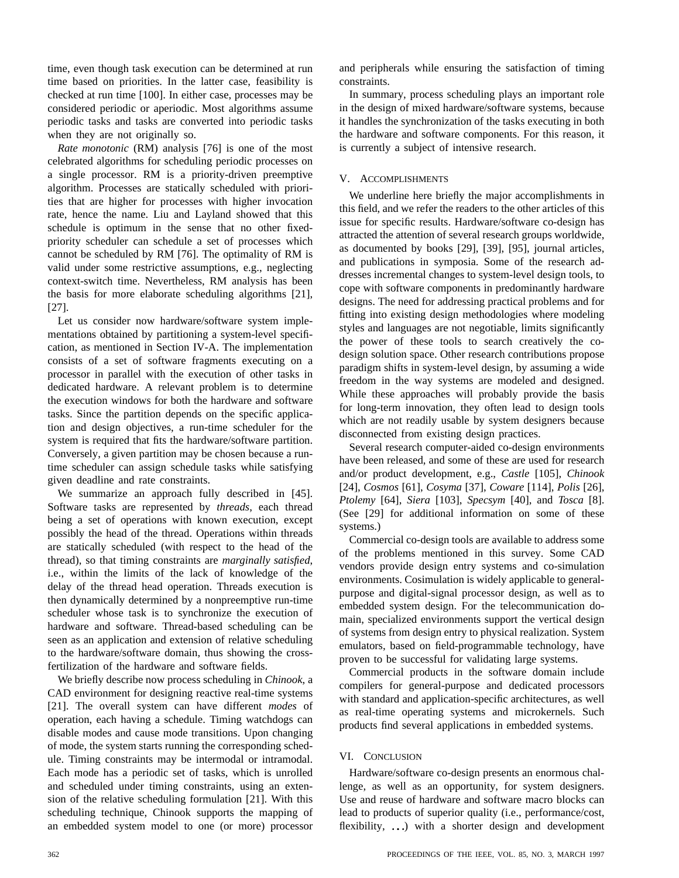time, even though task execution can be determined at run time based on priorities. In the latter case, feasibility is checked at run time [100]. In either case, processes may be considered periodic or aperiodic. Most algorithms assume periodic tasks and tasks are converted into periodic tasks when they are not originally so.

*Rate monotonic* (RM) analysis [76] is one of the most celebrated algorithms for scheduling periodic processes on a single processor. RM is a priority-driven preemptive algorithm. Processes are statically scheduled with priorities that are higher for processes with higher invocation rate, hence the name. Liu and Layland showed that this schedule is optimum in the sense that no other fixed-priority scheduler can schedule a set of processes which cannot be scheduled by RM [76]. The optimality of RM is valid under some restrictive assumptions, e.g., neglecting context-switch time. Nevertheless, RM analysis has been the basis for more elaborate scheduling algorithms [21], [27].

Let us consider now hardware/software system implementations obtained by partitioning a system-level specification, as mentioned in Section IV-A. The implementation consists of a set of software fragments executing on a processor in parallel with the execution of other tasks in dedicated hardware. A relevant problem is to determine the execution windows for both the hardware and software tasks. Since the partition depends on the specific application and design objectives, a run-time scheduler for the system is required that fits the hardware/software partition. Conversely, a given partition may be chosen because a run-time scheduler can assign schedule tasks while satisfying given deadline and rate constraints.

We summarize an approach fully described in [45]. Software tasks are represented by *threads*, each thread being a set of operations with known execution, except possibly the head of the thread. Operations within threads are statically scheduled (with respect to the head of the thread), so that timing constraints are *marginally satisfied*, i.e., within the limits of the lack of knowledge of the delay of the thread head operation. Threads execution is then dynamically determined by a nonpreemptive run-time scheduler whose task is to synchronize the execution of hardware and software. Thread-based scheduling can be seen as an application and extension of relative scheduling to the hardware/software domain, thus showing the cross-fertilization of the hardware and software fields.

We briefly describe now process scheduling in *Chinook*, a CAD environment for designing reactive real-time systems [21]. The overall system can have different *modes* of operation, each having a schedule. Timing watchdogs can disable modes and cause mode transitions. Upon changing of mode, the system starts running the corresponding schedule. Timing constraints may be intermodal or intramodal. Each mode has a periodic set of tasks, which is unrolled and scheduled under timing constraints, using an extension of the relative scheduling formulation [21]. With this scheduling technique, Chinook supports the mapping of an embedded system model to one (or more) processor and peripherals while ensuring the satisfaction of timing constraints.

In summary, process scheduling plays an important role in the design of mixed hardware/software systems, because it handles the synchronization of the tasks executing in both the hardware and software components. For this reason, it is currently a subject of intensive research.

## V. Accomplishments

We underline here briefly the major accomplishments in this field, and we refer the readers to the other articles of this issue for specific results. Hardware/software co-design has attracted the attention of several research groups worldwide, as documented by books [29], [39], [95], journal articles, and publications in symposia. Some of the research addresses incremental changes to system-level design tools, to cope with software components in predominantly hardware designs. The need for addressing practical problems and for fitting into existing design methodologies where modeling styles and languages are not negotiable, limits significantly the power of these tools to search creatively the co-design solution space. Other research contributions propose paradigm shifts in system-level design, by assuming a wide freedom in the way systems are modeled and designed. While these approaches will probably provide the basis for long-term innovation, they often lead to design tools which are not readily usable by system designers because disconnected from existing design practices.

Several research computer-aided co-design environments have been released, and some of these are used for research and/or product development, e.g., *Castle* [105], *Chinook* [24], *Cosmos* [61], *Cosyma* [37], *Coware* [114], *Polis* [26], *Ptolemy* [64], *Siera* [103], *Specsym* [40], and *Tosca* [8]. (See [29] for additional information on some of these systems.)

Commercial co-design tools are available to address some of the problems mentioned in this survey. Some CAD vendors provide design entry systems and co-simulation environments. Cosimulation is widely applicable to general-purpose and digital-signal processor design, as well as to embedded system design. For the telecommunication domain, specialized environments support the vertical design of systems from design entry to physical realization. System emulators, based on field-programmable technology, have proven to be successful for validating large systems.

Commercial products in the software domain include compilers for general-purpose and dedicated processors with standard and application-specific architectures, as well as real-time operating systems and microkernels. Such products find several applications in embedded systems.

## VI. Conclusion

Hardware/software co-design presents an enormous challenge, as well as an opportunity, for system designers. Use and reuse of hardware and software macro blocks can lead to products of superior quality (i.e., performance/cost, flexibility, $\ldots$) with a shorter design and development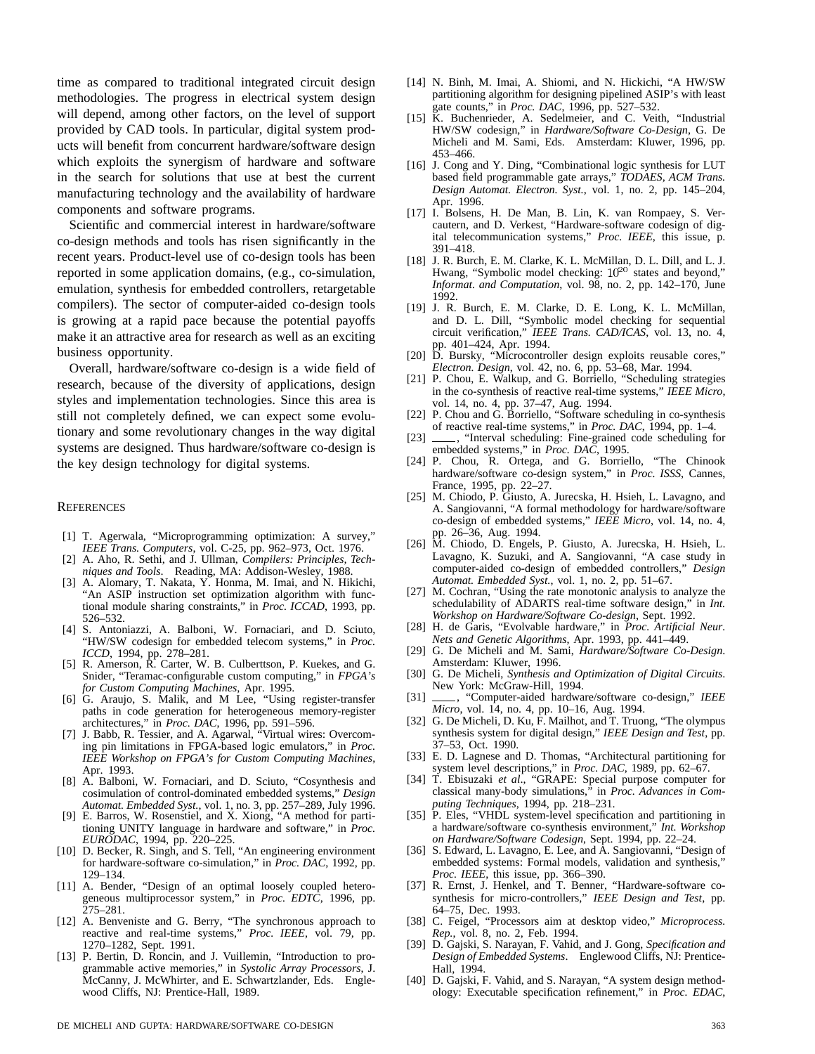time as compared to traditional integrated circuit design methodologies. The progress in electrical system design will depend, among other factors, on the level of support provided by CAD tools. In particular, digital system products will benefit from concurrent hardware/software design which exploits the synergism of hardware and software in the search for solutions that use at best the current manufacturing technology and the availability of hardware components and software programs.

Scientific and commercial interest in hardware/software co-design methods and tools has risen significantly in the recent years. Product-level use of co-design tools has been reported in some application domains, (e.g., co-simulation, emulation, synthesis for embedded controllers, retargetable compilers). The sector of computer-aided co-design tools is growing at a rapid pace because the potential payoffs make it an attractive area for research as well as an exciting business opportunity.

Overall, hardware/software co-design is a wide field of research, because of the diversity of applications, design styles and implementation technologies. Since this area is still not completely defined, we can expect some evolutionary and some revolutionary changes in the way digital systems are designed. Thus hardware/software co-design is the key design technology for digital systems.

## References

[1] T. Agerwala, "Microprogramming optimization: A survey," *IEEE Trans. Computers*, vol. C-25, pp. 962–973, Oct. 1976.

[2] A. Aho, R. Sethi, and J. Ullman, *Compilers: Principles, Techniques and Tools*. Reading, MA: Addison-Wesley, 1988.

[3] A. Alomary, T. Nakata, Y. Honma, M. Imai, and N. Hikichi, "An ASIP instruction set optimization algorithm with functional module sharing constraints," in *Proc. ICCAD*, 1993, pp. 526–532.

[4] S. Antoniazzi, A. Balboni, W. Fornaciari, and D. Sciuto, "HW/SW codesign for embedded telecom systems," in *Proc. ICCD*, 1994, pp. 278–281.

[5] R. Amerson, R. Carter, W. B. Culberttson, P. Kuekes, and G. Snider, "Teramac-configurable custom computing," in *FPGA's for Custom Computing Machines*, Apr. 1995.

[6] G. Araujo, S. Malik, and M Lee, "Using register-transfer paths in code generation for heterogeneous memory-register architectures," in *Proc. DAC*, 1996, pp. 591–596.

[7] J. Babb, R. Tessier, and A. Agarwal, "Virtual wires: Overcoming pin limitations in FPGA-based logic emulators," in *Proc. IEEE Workshop on FPGA's for Custom Computing Machines*, Apr. 1993.

[8] A. Balboni, W. Fornaciari, and D. Sciuto, "Cosynthesis and cosimulation of control-dominated embedded systems," *Design Automat. Embedded Syst.*, vol. 1, no. 3, pp. 257–289, July 1996.

[9] E. Barros, W. Rosenstiel, and X. Xiong, "A method for partitioning UNITY language in hardware and software," in *Proc. EURODAC*, 1994, pp. 220–225.

[10] D. Becker, R. Singh, and S. Tell, "An engineering environment for hardware-software co-simulation," in *Proc. DAC*, 1992, pp. 129–134.

[11] A. Bender, "Design of an optimal loosely coupled heterogeneous multiprocessor system," in *Proc. EDTC*, 1996, pp. 275–281.

[12] A. Benveniste and G. Berry, "The synchronous approach to reactive and real-time systems," *Proc. IEEE*, vol. 79, pp. 1270–1282, Sept. 1991.

[13] P. Bertin, D. Roncin, and J. Vuillemin, "Introduction to programmable active memories," in *Systolic Array Processors*, J. McCanny, J. McWhirter, and E. Schwartzlander, Eds. Englewood Cliffs, NJ: Prentice-Hall, 1989.

[14] N. Binh, M. Imai, A. Shiomi, and N. Hickichi, "A HW/SW partitioning algorithm for designing pipelined ASIP's with least gate counts," in *Proc. DAC*, 1996, pp. 527–532.

[15] K. Buchenrieder, A. Sedelmeier, and C. Veith, "Industrial HW/SW codesign," in *Hardware/Software Co-Design*, G. De Micheli and M. Sami, Eds. Amsterdam: Kluwer, 1996, pp. 453–466.

[16] J. Cong and Y. Ding, "Combinational logic synthesis for LUT based field programmable gate arrays," *TODAES, ACM Trans. Design Automat. Electron. Syst.*, vol. 1, no. 2, pp. 145–204, Apr. 1996.

[17] I. Bolsens, H. De Man, B. Lin, K. van Rompaey, S. Vercautern, and D. Verkest, "Hardware-software codesign of digital telecommunication systems," *Proc. IEEE*, this issue, p. 391–418.

[18] J. R. Burch, E. M. Clarke, K. L. McMillan, D. L. Dill, and L. J. Hwang, "Symbolic model checking: $10^{20}$ states and beyond," *Informat. and Computation*, vol. 98, no. 2, pp. 142–170, June 1992.

[19] J. R. Burch, E. M. Clarke, D. E. Long, K. L. McMillan, and D. L. Dill, "Symbolic model checking for sequential circuit verification," *IEEE Trans. CAD/ICAS*, vol. 13, no. 4, pp. 401–424, Apr. 1994.

[20] D. Bursky, "Microcontroller design exploits reusable cores," *Electron. Design*, vol. 42, no. 6, pp. 53–68, Mar. 1994.

[21] P. Chou, E. Walkup, and G. Borriello, "Scheduling strategies in the co-synthesis of reactive real-time systems," *IEEE Micro*, vol. 14, no. 4, pp. 37–47, Aug. 1994.

[22] P. Chou and G. Borriello, "Software scheduling in co-synthesis of reactive real-time systems," in *Proc. DAC*, 1994, pp. 1–4.

[23] ——, "Interval scheduling: Fine-grained code scheduling for embedded systems," in *Proc. DAC*, 1995.

[24] P. Chou, R. Ortega, and G. Borriello, "The Chinook hardware/software co-design system," in *Proc. ISSS*, Cannes, France, 1995, pp. 22–27.

[25] M. Chiodo, P. Giusto, A. Jurecska, H. Hsieh, L. Lavagno, and A. Sangiovanni, "A formal methodology for hardware/software co-design of embedded systems," *IEEE Micro*, vol. 14, no. 4, pp. 26–36, Aug. 1994.

[26] M. Chiodo, D. Engels, P. Giusto, A. Jurecska, H. Hsieh, L. Lavagno, K. Suzuki, and A. Sangiovanni, "A case study in computer-aided co-design of embedded controllers," *Design Automat. Embedded Syst.*, vol. 1, no. 2, pp. 51–67.

[27] M. Cochran, "Using the rate monotonic analysis to analyze the schedulability of ADARTS real-time software design," in *Int. Workshop on Hardware/Software Co-design*, Sept. 1992.

[28] H. de Garis, "Evolvable hardware," in *Proc. Artificial Neur. Nets and Genetic Algorithms*, Apr. 1993, pp. 441–449.

[29] G. De Micheli and M. Sami, *Hardware/Software Co-Design*. Amsterdam: Kluwer, 1996.

[30] G. De Micheli, *Synthesis and Optimization of Digital Circuits*. New York: McGraw-Hill, 1994.

[31] ——, "Computer-aided hardware/software co-design," *IEEE Micro*, vol. 14, no. 4, pp. 10–16, Aug. 1994.

[32] G. De Micheli, D. Ku, F. Mailhot, and T. Truong, "The olympus synthesis system for digital design," *IEEE Design and Test*, pp. 37–53, Oct. 1990.

[33] E. D. Lagnese and D. Thomas, "Architectural partitioning for system level descriptions," in *Proc. DAC*, 1989, pp. 62–67.

[34] T. Ebisuzaki *et al.*, "GRAPE: Special purpose computer for classical many-body simulations," in *Proc. Advances in Computing Techniques*, 1994, pp. 218–231.

[35] P. Eles, "VHDL system-level specification and partitioning in a hardware/software co-synthesis environment," *Int. Workshop on Hardware/Software Codesign*, Sept. 1994, pp. 22–24.

[36] S. Edward, L. Lavagno, E. Lee, and A. Sangiovanni, "Design of embedded systems: Formal models, validation and synthesis," *Proc. IEEE*, this issue, pp. 366–390.

[37] R. Ernst, J. Henkel, and T. Benner, "Hardware-software cosynthesis for micro-controllers," *IEEE Design and Test*, pp. 64–75, Dec. 1993.

[38] C. Feigel, "Processors aim at desktop video," *Microprocess. Rep.*, vol. 8, no. 2, Feb. 1994.

[39] D. Gajski, S. Narayan, F. Vahid, and J. Gong, *Specification and Design of Embedded Systems*. Englewood Cliffs, NJ: Prentice-Hall, 1994.

[40] D. Gajski, F. Vahid, and S. Narayan, "A system design methodology: Executable specification refinement," in *Proc. EDAC*,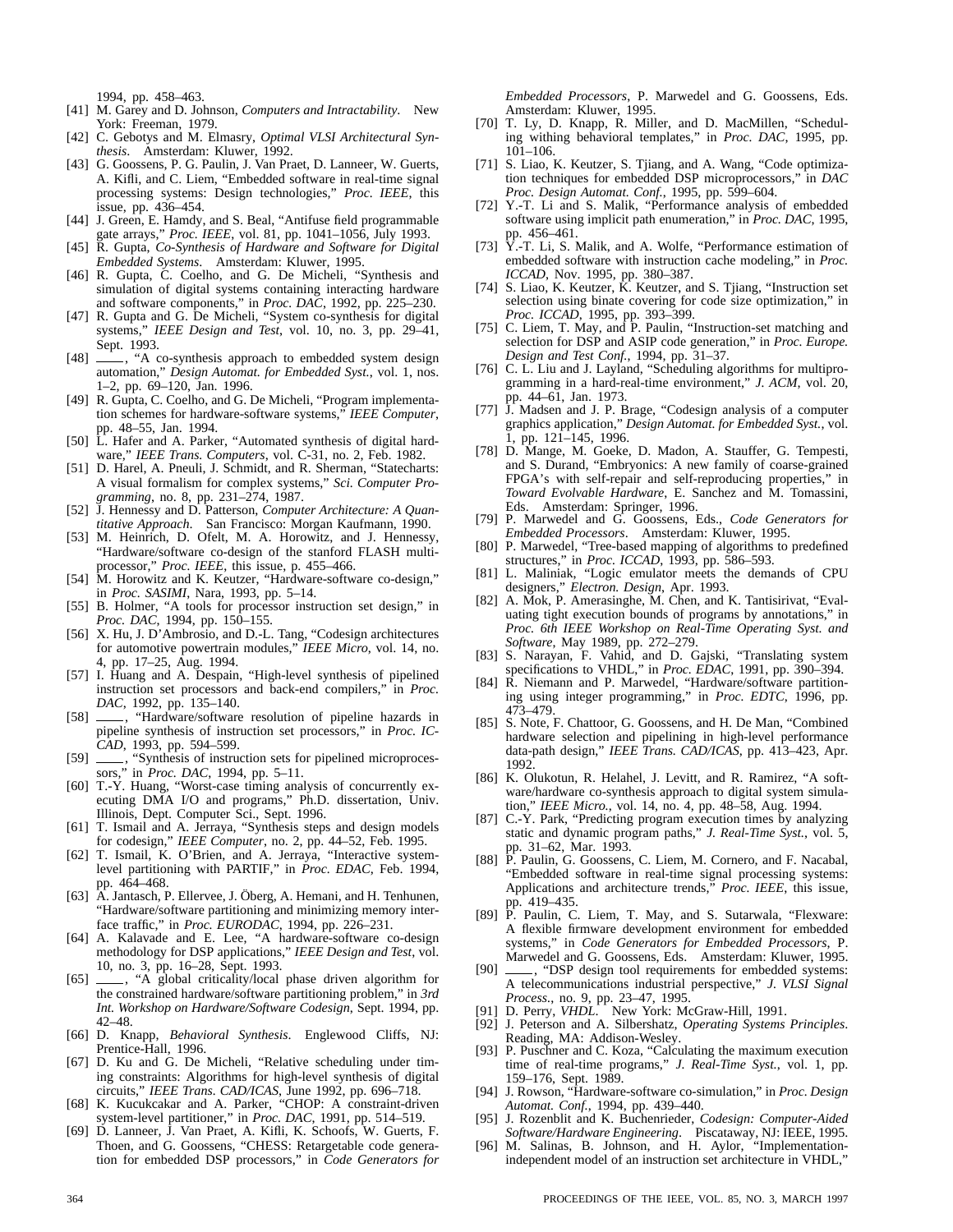1994, pp. 458–463.

[41] M. Garey and D. Johnson, *Computers and Intractability*. New York: Freeman, 1979.

[42] C. Gebotys and M. Elmasry, *Optimal VLSI Architectural Synthesis*. Amsterdam: Kluwer, 1992.

[43] G. Goossens, P. G. Paulin, J. Van Praet, D. Lanneer, W. Guerts, A. Kifli, and C. Liem, "Embedded software in real-time signal processing systems: Design technologies," *Proc. IEEE*, this issue, pp. 436–454.

[44] J. Green, E. Hamdy, and S. Beal, "Antifuse field programmable gate arrays," *Proc. IEEE*, vol. 81, pp. 1041–1056, July 1993.

[45] R. Gupta, *Co-Synthesis of Hardware and Software for Digital Embedded Systems*. Amsterdam: Kluwer, 1995.

[46] R. Gupta, C. Coelho, and G. De Micheli, "Synthesis and simulation of digital systems containing interacting hardware and software components," in *Proc. DAC*, 1992, pp. 225–230.

[47] R. Gupta and G. De Micheli, "System co-synthesis for digital systems," *IEEE Design and Test*, vol. 10, no. 3, pp. 29–41, Sept. 1993.

[48] ——, "A co-synthesis approach to embedded system design automation," *Design Automat. for Embedded Syst.*, vol. 1, nos. 1–2, pp. 69–120, Jan. 1996.

[49] R. Gupta, C. Coelho, and G. De Micheli, "Program implementation schemes for hardware-software systems," *IEEE Computer*, pp. 48–55, Jan. 1994.

[50] L. Hafer and A. Parker, "Automated synthesis of digital hardware," *IEEE Trans. Computers*, vol. C-31, no. 2, Feb. 1982.

[51] D. Harel, A. Pneuli, J. Schmidt, and R. Sherman, "Statecharts: A visual formalism for complex systems," *Sci. Computer Programming*, no. 8, pp. 231–274, 1987.

[52] J. Hennessy and D. Patterson, *Computer Architecture: A Quantitative Approach*. San Francisco: Morgan Kaufmann, 1990.

[53] M. Heinrich, D. Ofelt, M. A. Horowitz, and J. Hennessy, "Hardware/software co-design of the stanford FLASH multiprocessor," *Proc. IEEE*, this issue, p. 455–466.

[54] M. Horowitz and K. Keutzer, "Hardware-software co-design," in *Proc. SASIMI*, Nara, 1993, pp. 5–14.

[55] B. Holmer, "A tools for processor instruction set design," in *Proc. DAC*, 1994, pp. 150–155.

[56] X. Hu, J. D'Ambrosio, and D.-L. Tang, "Codesign architectures for automotive powertrain modules," *IEEE Micro*, vol. 14, no. 4, pp. 17–25, Aug. 1994.

[57] I. Huang and A. Despain, "High-level synthesis of pipelined instruction set processors and back-end compilers," in *Proc. DAC*, 1992, pp. 135–140.

[58] ——, "Hardware/software resolution of pipeline hazards in pipeline synthesis of instruction set processors," in *Proc. ICCAD*, 1993, pp. 594–599.

[59] ——, "Synthesis of instruction sets for pipelined microprocessors," in *Proc. DAC*, 1994, pp. 5–11.

[60] T.-Y. Huang, "Worst-case timing analysis of concurrently executing DMA I/O and programs," Ph.D. dissertation, Univ. Illinois, Dept. Computer Sci., Sept. 1996.

[61] T. Ismail and A. Jerraya, "Synthesis steps and design models for codesign," *IEEE Computer*, no. 2, pp. 44–52, Feb. 1995.

[62] T. Ismail, K. O'Brien, and A. Jerraya, "Interactive system-level partitioning with PARTIF," in *Proc. EDAC*, Feb. 1994, pp. 464–468.

[63] A. Jantasch, P. Ellervee, J. Öberg, A. Hemani, and H. Tenhunen, "Hardware/software partitioning and minimizing memory interface traffic," in *Proc. EURODAC*, 1994, pp. 226–231.

[64] A. Kalavade and E. Lee, "A hardware-software co-design methodology for DSP applications," *IEEE Design and Test*, vol. 10, no. 3, pp. 16–28, Sept. 1993.

[65] ——, "A global criticality/local phase driven algorithm for the constrained hardware/software partitioning problem," in *3rd Int. Workshop on Hardware/Software Codesign*, Sept. 1994, pp. 42–48.

[66] D. Knapp, *Behavioral Synthesis*. Englewood Cliffs, NJ: Prentice-Hall, 1996.

[67] D. Ku and G. De Micheli, "Relative scheduling under timing constraints: Algorithms for high-level synthesis of digital circuits," *IEEE Trans. CAD/ICAS*, June 1992, pp. 696–718.

[68] K. Kucukcakar and A. Parker, "CHOP: A constraint-driven system-level partitioner," in *Proc. DAC*, 1991, pp. 514–519.

[69] D. Lanneer, J. Van Praet, A. Kifli, K. Schoofs, W. Guerts, F. Thoen, and G. Goossens, "CHESS: Retargetable code generation for embedded DSP processors," in *Code Generators for Embedded Processors*, P. Marwedel and G. Goossens, Eds. Amsterdam: Kluwer, 1995.

[70] T. Ly, D. Knapp, R. Miller, and D. MacMillen, "Scheduling withing behavioral templates," in *Proc. DAC*, 1995, pp. 101–106.

[71] S. Liao, K. Keutzer, S. Tjiang, and A. Wang, "Code optimization techniques for embedded DSP microprocessors," in *DAC Proc. Design Automat. Conf.*, 1995, pp. 599–604.

[72] Y.-T. Li and S. Malik, "Performance analysis of embedded software using implicit path enumeration," in *Proc. DAC*, 1995, pp. 456–461.

[73] Y.-T. Li, S. Malik, and A. Wolfe, "Performance estimation of embedded software with instruction cache modeling," in *Proc. ICCAD*, Nov. 1995, pp. 380–387.

[74] S. Liao, K. Keutzer, K. Keutzer, and S. Tjiang, "Instruction set selection using binate covering for code size optimization," in *Proc. ICCAD*, 1995, pp. 393–399.

[75] C. Liem, T. May, and P. Paulin, "Instruction-set matching and selection for DSP and ASIP code generation," in *Proc. Europe. Design and Test Conf.*, 1994, pp. 31–37.

[76] C. L. Liu and J. Layland, "Scheduling algorithms for multiprogramming in a hard-real-time environment," *J. ACM*, vol. 20, pp. 44–61, Jan. 1973.

[77] J. Madsen and J. P. Brage, "Codesign analysis of a computer graphics application," *Design Automat. for Embedded Syst.*, vol. 1, pp. 121–145, 1996.

[78] D. Mange, M. Goeke, D. Madon, A. Stauffer, G. Tempesti, and S. Durand, "Embryonics: A new family of coarse-grained FPGA's with self-repair and self-reproducing properties," in *Toward Evolvable Hardware*, E. Sanchez and M. Tomassini, Eds. Amsterdam: Springer, 1996.

[79] P. Marwedel and G. Goossens, Eds., *Code Generators for Embedded Processors*. Amsterdam: Kluwer, 1995.

[80] P. Marwedel, "Tree-based mapping of algorithms to predefined structures," in *Proc. ICCAD*, 1993, pp. 586–593.

[81] L. Maliniak, "Logic emulator meets the demands of CPU designers," *Electron. Design*, Apr. 1993.

[82] A. Mok, P. Amerasinghe, M. Chen, and K. Tantisirivat, "Evaluating tight execution bounds of programs by annotations," in *Proc. 6th IEEE Workshop on Real-Time Operating Syst. and Software*, May 1989, pp. 272–279.

[83] S. Narayan, F. Vahid, and D. Gajski, "Translating system specifications to VHDL," in *Proc. EDAC*, 1991, pp. 390–394.

[84] R. Niemann and P. Marwedel, "Hardware/software partitioning using integer programming," in *Proc. EDTC*, 1996, pp. 473–479.

[85] S. Note, F. Chattoor, G. Goossens, and H. De Man, "Combined hardware selection and pipelining in high-level performance data-path design," *IEEE Trans. CAD/ICAS*, pp. 413–423, Apr. 1992.

[86] K. Olukotun, R. Helahel, J. Levitt, and R. Ramirez, "A software/hardware co-synthesis approach to digital system simulation," *IEEE Micro.*, vol. 14, no. 4, pp. 48–58, Aug. 1994.

[87] C.-Y. Park, "Predicting program execution times by analyzing static and dynamic program paths," *J. Real-Time Syst.*, vol. 5, pp. 31–62, Mar. 1993.

[88] P. Paulin, G. Goossens, C. Liem, M. Cornero, and F. Nacabal, "Embedded software in real-time signal processing systems: Applications and architecture trends," *Proc. IEEE*, this issue, pp. 419–435.

[89] P. Paulin, C. Liem, T. May, and S. Sutarwala, "Flexware: A flexible firmware development environment for embedded systems," in *Code Generators for Embedded Processors*, P. Marwedel and G. Goossens, Eds. Amsterdam: Kluwer, 1995.

[90] ——, "DSP design tool requirements for embedded systems: A telecommunications industrial perspective," *J. VLSI Signal Process.*, no. 9, pp. 23–47, 1995.

[91] D. Perry, *VHDL*. New York: McGraw-Hill, 1991.

[92] J. Peterson and A. Silbershatz, *Operating Systems Principles*. Reading, MA: Addison-Wesley.

[93] P. Puschner and C. Koza, "Calculating the maximum execution time of real-time programs," *J. Real-Time Syst.*, vol. 1, pp. 159–176, Sept. 1989.

[94] J. Rowson, "Hardware-software co-simulation," in *Proc. Design Automat. Conf.*, 1994, pp. 439–440.

[95] J. Rozenblit and K. Buchenrieder, *Codesign: Computer-Aided Software/Hardware Engineering*. Piscataway, NJ: IEEE, 1995.

[96] M. Salinas, B. Johnson, and H. Aylor, "Implementation-independent model of an instruction set architecture in VHDL,"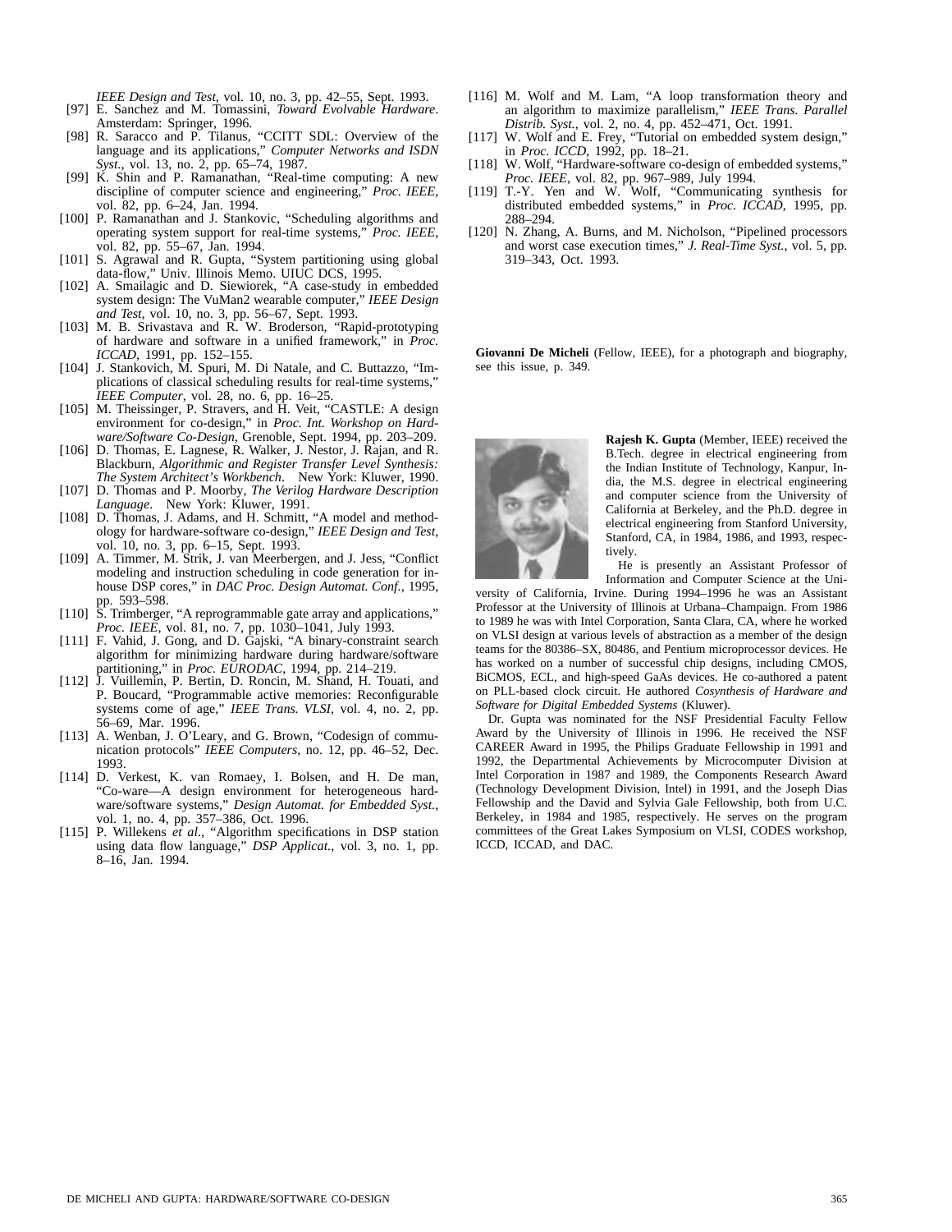*IEEE Design and Test*, vol. 10, no. 3, pp. 42–55, Sept. 1993.

[97] E. Sanchez and M. Tomassini, *Toward Evolvable Hardware*. Amsterdam: Springer, 1996.

[98] R. Saracco and P. Tilanus, "CCITT SDL: Overview of the language and its applications," *Computer Networks and ISDN Syst.*, vol. 13, no. 2, pp. 65–74, 1987.

[99] K. Shin and P. Ramanathan, "Real-time computing: A new discipline of computer science and engineering," *Proc. IEEE*, vol. 82, pp. 6–24, Jan. 1994.

[100] P. Ramanathan and J. Stankovic, "Scheduling algorithms and operating system support for real-time systems," *Proc. IEEE*, vol. 82, pp. 55–67, Jan. 1994.

[101] S. Agrawal and R. Gupta, "System partitioning using global data-flow," Univ. Illinois Memo. UIUC DCS, 1995.

[102] A. Smailagic and D. Siewiorek, "A case-study in embedded system design: The VuMan2 wearable computer," *IEEE Design and Test*, vol. 10, no. 3, pp. 56–67, Sept. 1993.

[103] M. B. Srivastava and R. W. Broderson, "Rapid-prototyping of hardware and software in a unified framework," in *Proc. ICCAD*, 1991, pp. 152–155.

[104] J. Stankovich, M. Spuri, M. Di Natale, and C. Buttazzo, "Implications of classical scheduling results for real-time systems," *IEEE Computer*, vol. 28, no. 6, pp. 16–25.

[105] M. Theissinger, P. Stravers, and H. Veit, "CASTLE: A design environment for co-design," in *Proc. Int. Workshop on Hardware/Software Co-Design*, Grenoble, Sept. 1994, pp. 203–209.

[106] D. Thomas, E. Lagnese, R. Walker, J. Nestor, J. Rajan, and R. Blackburn, *Algorithmic and Register Transfer Level Synthesis: The System Architect's Workbench*. New York: Kluwer, 1990.

[107] D. Thomas and P. Moorby, *The Verilog Hardware Description Language*. New York: Kluwer, 1991.

[108] D. Thomas, J. Adams, and H. Schmitt, "A model and methodology for hardware-software co-design," *IEEE Design and Test*, vol. 10, no. 3, pp. 6–15, Sept. 1993.

[109] A. Timmer, M. Strik, J. van Meerbergen, and J. Jess, "Conflict modeling and instruction scheduling in code generation for in-house DSP cores," in *DAC Proc. Design Automat. Conf.*, 1995, pp. 593–598.

[110] S. Trimberger, "A reprogrammable gate array and applications," *Proc. IEEE*, vol. 81, no. 7, pp. 1030–1041, July 1993.

[111] F. Vahid, J. Gong, and D. Gajski, "A binary-constraint search algorithm for minimizing hardware during hardware/software partitioning," in *Proc. EURODAC*, 1994, pp. 214–219.

[112] J. Vuillemin, P. Bertin, D. Roncin, M. Shand, H. Touati, and P. Boucard, "Programmable active memories: Reconfigurable systems come of age," *IEEE Trans. VLSI*, vol. 4, no. 2, pp. 56–69, Mar. 1996.

[113] A. Wenban, J. O'Leary, and G. Brown, "Codesign of communication protocols" *IEEE Computers*, no. 12, pp. 46–52, Dec. 1993.

[114] D. Verkest, K. van Romaey, I. Bolsen, and H. De man, "Co-ware—A design environment for heterogeneous hardware/software systems," *Design Automat. for Embedded Syst.*, vol. 1, no. 4, pp. 357–386, Oct. 1996.

[115] P. Willekens *et al.*, "Algorithm specifications in DSP station using data flow language," *DSP Applicat.*, vol. 3, no. 1, pp. 8–16, Jan. 1994.

[116] M. Wolf and M. Lam, "A loop transformation theory and an algorithm to maximize parallelism," *IEEE Trans. Parallel Distrib. Syst.*, vol. 2, no. 4, pp. 452–471, Oct. 1991.

[117] W. Wolf and E. Frey, "Tutorial on embedded system design," in *Proc. ICCD*, 1992, pp. 18–21.

[118] W. Wolf, "Hardware-software co-design of embedded systems," *Proc. IEEE*, vol. 82, pp. 967–989, July 1994.

[119] T.-Y. Yen and W. Wolf, "Communicating synthesis for distributed embedded systems," in *Proc. ICCAD*, 1995, pp. 288–294.

[120] N. Zhang, A. Burns, and M. Nicholson, "Pipelined processors and worst case execution times," *J. Real-Time Syst.*, vol. 5, pp. 319–343, Oct. 1993.

**Giovanni De Micheli** (Fellow, IEEE), for a photograph and biography, see this issue, p. 349.

**Rajesh K. Gupta** (Member, IEEE) received the B.Tech. degree in electrical engineering from the Indian Institute of Technology, Kanpur, India, the M.S. degree in electrical engineering and computer science from the University of California at Berkeley, and the Ph.D. degree in electrical engineering from Stanford University, Stanford, CA, in 1984, 1986, and 1993, respectively.

He is presently an Assistant Professor of Information and Computer Science at the University of California, Irvine. During 1994–1996 he was an Assistant Professor at the University of Illinois at Urbana–Champaign. From 1986 to 1989 he was with Intel Corporation, Santa Clara, CA, where he worked on VLSI design at various levels of abstraction as a member of the design teams for the 80386–SX, 80486, and Pentium microprocessor devices. He has worked on a number of successful chip designs, including CMOS, BiCMOS, ECL, and high-speed GaAs devices. He co-authored a patent on PLL-based clock circuit. He authored *Cosynthesis of Hardware and Software for Digital Embedded Systems* (Kluwer).

Dr. Gupta was nominated for the NSF Presidential Faculty Fellow Award by the University of Illinois in 1996. He received the NSF CAREER Award in 1995, the Philips Graduate Fellowship in 1991 and 1992, the Departmental Achievements by Microcomputer Division at Intel Corporation in 1987 and 1989, the Components Research Award (Technology Development Division, Intel) in 1991, and the Joseph Dias Fellowship and the David and Sylvia Gale Fellowship, both from U.C. Berkeley, in 1984 and 1985, respectively. He serves on the program committees of the Great Lakes Symposium on VLSI, CODES workshop, ICCD, ICCAD, and DAC.